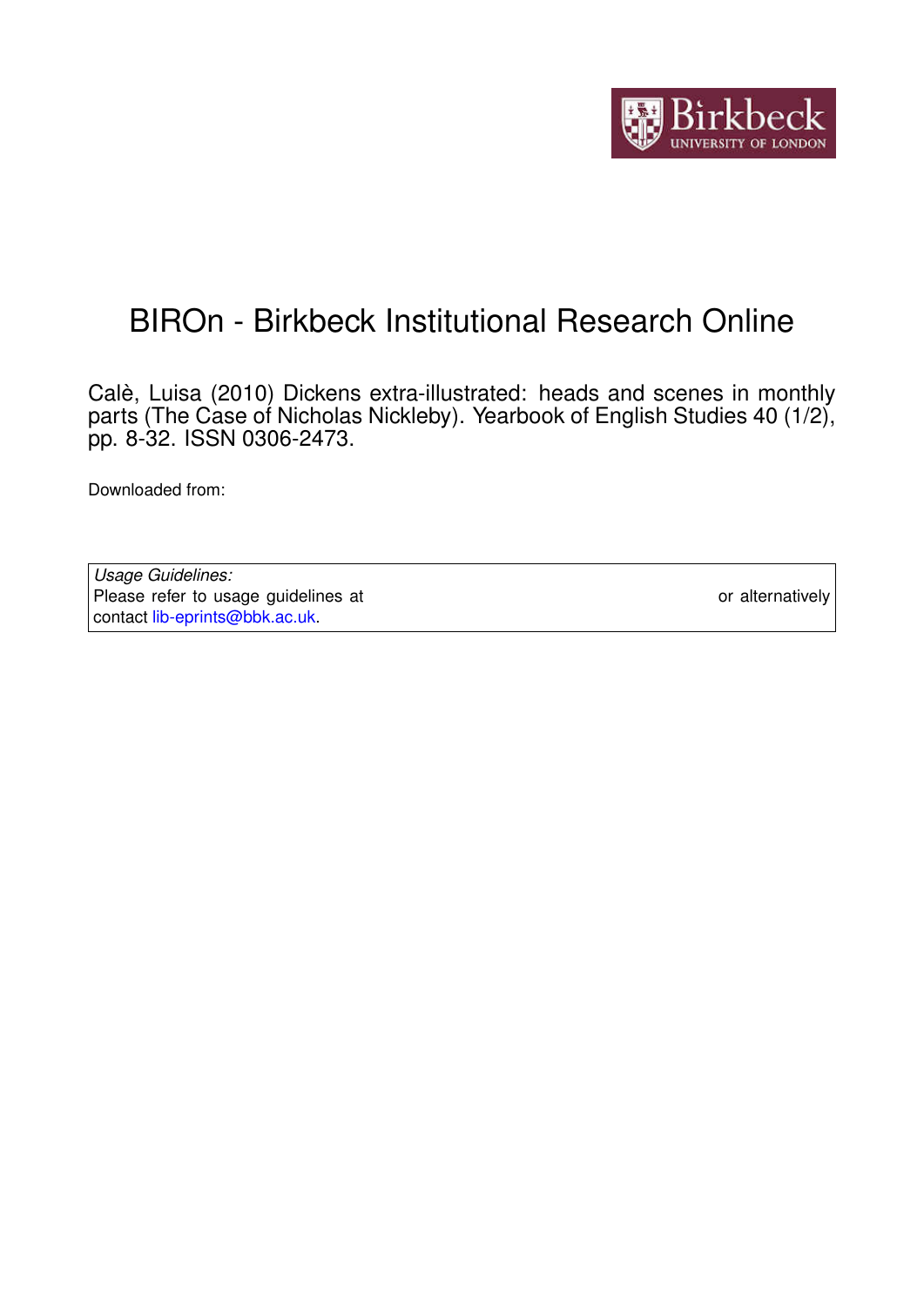# BIROn - Birkbeck Institutional Research Online

Calè, Luisa (2010) Dickens extra-illustrated: heads and scenes in monthly parts (The Case of Nicholas Nickleby). Yearbook of English Studies 40 (1/2), pp. 8-32. ISSN 0306-2473.

Downloaded from:

*Usage Guidelines:*
Please refer to usage guidelines at or alternatively contact lib-eprints@bbk.ac.uk.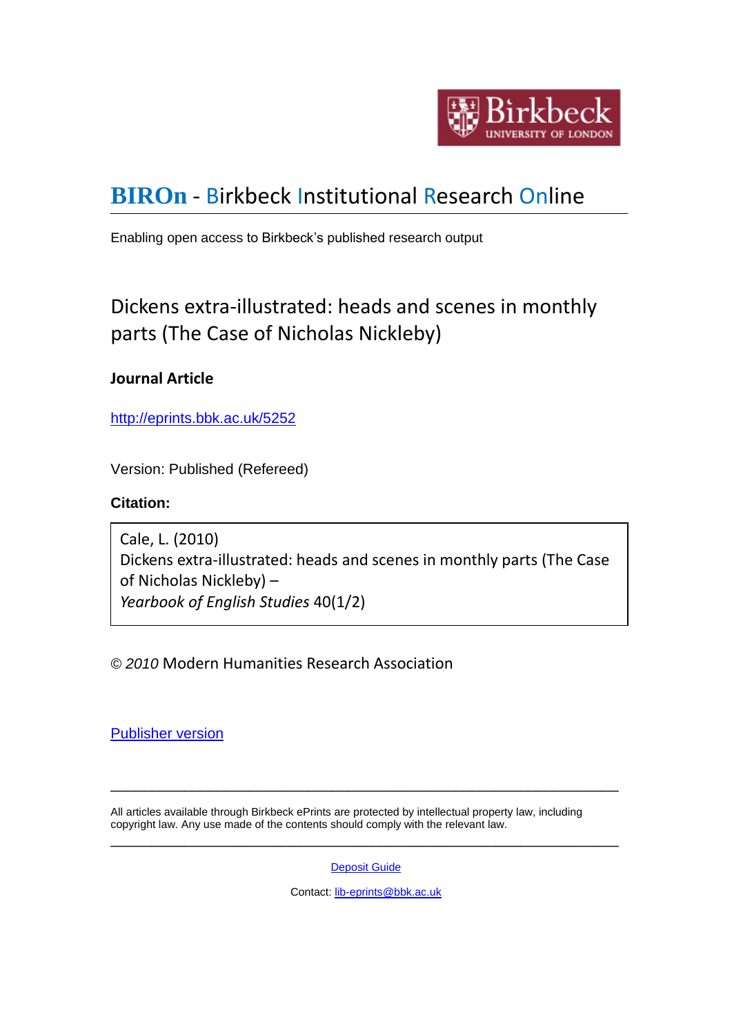Birkbeck
UNIVERSITY OF LONDON

# BIROn - Birkbeck Institutional Research Online

Enabling open access to Birkbeck's published research output

## Dickens extra-illustrated: heads and scenes in monthly parts (The Case of Nicholas Nickleby)

**Journal Article**

http://eprints.bbk.ac.uk/5252

Version: Published (Refereed)

**Citation:**

Cale, L. (2010)
Dickens extra-illustrated: heads and scenes in monthly parts (The Case of Nicholas Nickleby) –
*Yearbook of English Studies* 40(1/2)

© *2010* Modern Humanities Research Association

Publisher version

---

All articles available through Birkbeck ePrints are protected by intellectual property law, including copyright law. Any use made of the contents should comply with the relevant law.

---

Deposit Guide

Contact: lib-eprints@bbk.ac.uk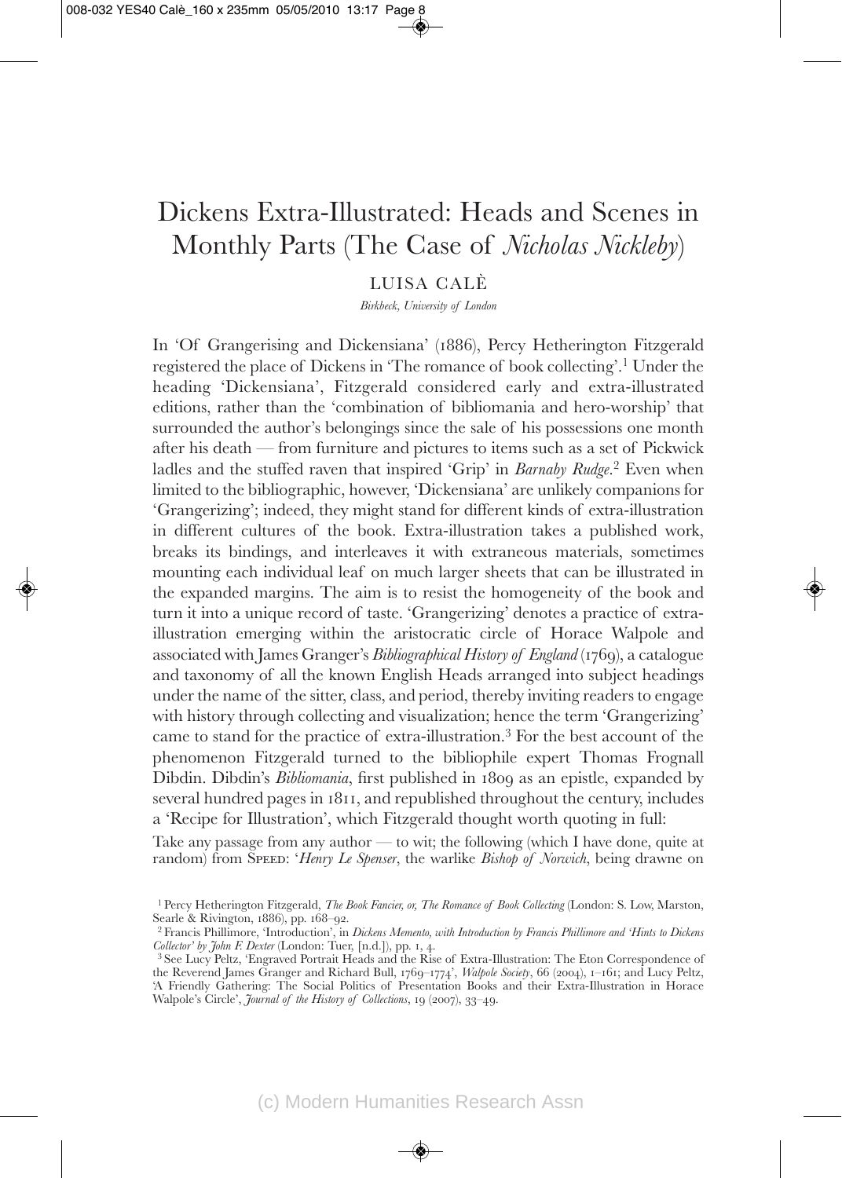# Dickens Extra-Illustrated: Heads and Scenes in Monthly Parts (The Case of *Nicholas Nickleby*)

LUISA CALÈ

*Birkbeck, University of London*

In 'Of Grangerising and Dickensiana' (1886), Percy Hetherington Fitzgerald registered the place of Dickens in 'The romance of book collecting'.[1] Under the heading 'Dickensiana', Fitzgerald considered early and extra-illustrated editions, rather than the 'combination of bibliomania and hero-worship' that surrounded the author's belongings since the sale of his possessions one month after his death — from furniture and pictures to items such as a set of Pickwick ladles and the stuffed raven that inspired 'Grip' in *Barnaby Rudge*.[2] Even when limited to the bibliographic, however, 'Dickensiana' are unlikely companions for 'Grangerizing'; indeed, they might stand for different kinds of extra-illustration in different cultures of the book. Extra-illustration takes a published work, breaks its bindings, and interleaves it with extraneous materials, sometimes mounting each individual leaf on much larger sheets that can be illustrated in the expanded margins. The aim is to resist the homogeneity of the book and turn it into a unique record of taste. 'Grangerizing' denotes a practice of extra-illustration emerging within the aristocratic circle of Horace Walpole and associated with James Granger's *Bibliographical History of England* (1769), a catalogue and taxonomy of all the known English Heads arranged into subject headings under the name of the sitter, class, and period, thereby inviting readers to engage with history through collecting and visualization; hence the term 'Grangerizing' came to stand for the practice of extra-illustration.[3] For the best account of the phenomenon Fitzgerald turned to the bibliophile expert Thomas Frognall Dibdin. Dibdin's *Bibliomania*, first published in 1809 as an epistle, expanded by several hundred pages in 1811, and republished throughout the century, includes a 'Recipe for Illustration', which Fitzgerald thought worth quoting in full:

Take any passage from any author — to wit; the following (which I have done, quite at random) from SPEED: '*Henry Le Spenser*, the warlike *Bishop of Norwich*, being drawne on

---

[1] Percy Hetherington Fitzgerald, *The Book Fancier, or, The Romance of Book Collecting* (London: S. Low, Marston, Searle & Rivington, 1886), pp. 168–92.

[2] Francis Phillimore, 'Introduction', in *Dickens Memento, with Introduction by Francis Phillimore and 'Hints to Dickens Collector' by John F. Dexter* (London: Tuer, [n.d.]), pp. 1, 4.

[3] See Lucy Peltz, 'Engraved Portrait Heads and the Rise of Extra-Illustration: The Eton Correspondence of the Reverend James Granger and Richard Bull, 1769–1774', *Walpole Society*, 66 (2004), 1–161; and Lucy Peltz, 'A Friendly Gathering: The Social Politics of Presentation Books and their Extra-Illustration in Horace Walpole's Circle', *Journal of the History of Collections*, 19 (2007), 33–49.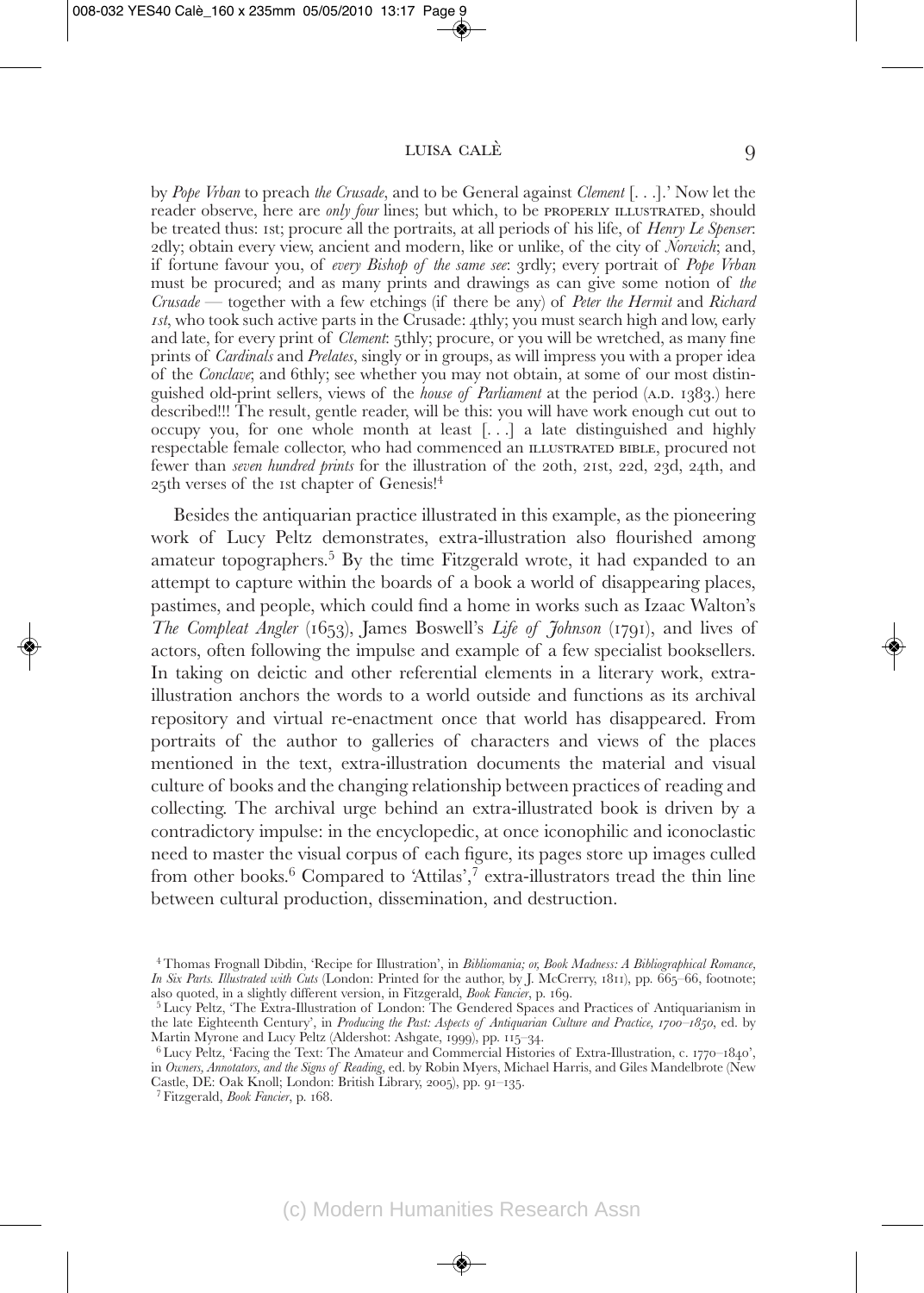by *Pope Vrban* to preach *the Crusade*, and to be General against *Clement* [. . .].' Now let the reader observe, here are *only four* lines; but which, to be PROPERLY ILLUSTRATED, should be treated thus: 1st; procure all the portraits, at all periods of his life, of *Henry Le Spenser*: 2dly; obtain every view, ancient and modern, like or unlike, of the city of *Norwich*; and, if fortune favour you, of *every Bishop of the same see*: 3rdly; every portrait of *Pope Vrban* must be procured; and as many prints and drawings as can give some notion of *the Crusade* — together with a few etchings (if there be any) of *Peter the Hermit* and *Richard 1st*, who took such active parts in the Crusade: 4thly; you must search high and low, early and late, for every print of *Clement*: 5thly; procure, or you will be wretched, as many fine prints of *Cardinals* and *Prelates*, singly or in groups, as will impress you with a proper idea of the *Conclave*; and 6thly; see whether you may not obtain, at some of our most distinguished old-print sellers, views of the *house of Parliament* at the period (A.D. 1383.) here described!!! The result, gentle reader, will be this: you will have work enough cut out to occupy you, for one whole month at least [. . .] a late distinguished and highly respectable female collector, who had commenced an ILLUSTRATED BIBLE, procured not fewer than *seven hundred prints* for the illustration of the 20th, 21st, 22d, 23d, 24th, and 25th verses of the 1st chapter of Genesis![4]

Besides the antiquarian practice illustrated in this example, as the pioneering work of Lucy Peltz demonstrates, extra-illustration also flourished among amateur topographers.[5] By the time Fitzgerald wrote, it had expanded to an attempt to capture within the boards of a book a world of disappearing places, pastimes, and people, which could find a home in works such as Izaac Walton's *The Compleat Angler* (1653), James Boswell's *Life of Johnson* (1791), and lives of actors, often following the impulse and example of a few specialist booksellers. In taking on deictic and other referential elements in a literary work, extra-illustration anchors the words to a world outside and functions as its archival repository and virtual re-enactment once that world has disappeared. From portraits of the author to galleries of characters and views of the places mentioned in the text, extra-illustration documents the material and visual culture of books and the changing relationship between practices of reading and collecting. The archival urge behind an extra-illustrated book is driven by a contradictory impulse: in the encyclopedic, at once iconophilic and iconoclastic need to master the visual corpus of each figure, its pages store up images culled from other books.[6] Compared to 'Attilas',[7] extra-illustrators tread the thin line between cultural production, dissemination, and destruction.

[4] Thomas Frognall Dibdin, 'Recipe for Illustration', in *Bibliomania; or, Book Madness: A Bibliographical Romance, In Six Parts. Illustrated with Cuts* (London: Printed for the author, by J. McCrerry, 1811), pp. 665–66, footnote; also quoted, in a slightly different version, in Fitzgerald, *Book Fancier*, p. 169.

[5] Lucy Peltz, 'The Extra-Illustration of London: The Gendered Spaces and Practices of Antiquarianism in the late Eighteenth Century', in *Producing the Past: Aspects of Antiquarian Culture and Practice, 1700–1850*, ed. by Martin Myrone and Lucy Peltz (Aldershot: Ashgate, 1999), pp. 115–34.

[6] Lucy Peltz, 'Facing the Text: The Amateur and Commercial Histories of Extra-Illustration, c. 1770–1840', in *Owners, Annotators, and the Signs of Reading*, ed. by Robin Myers, Michael Harris, and Giles Mandelbrote (New Castle, DE: Oak Knoll; London: British Library, 2005), pp. 91–135.

[7] Fitzgerald, *Book Fancier*, p. 168.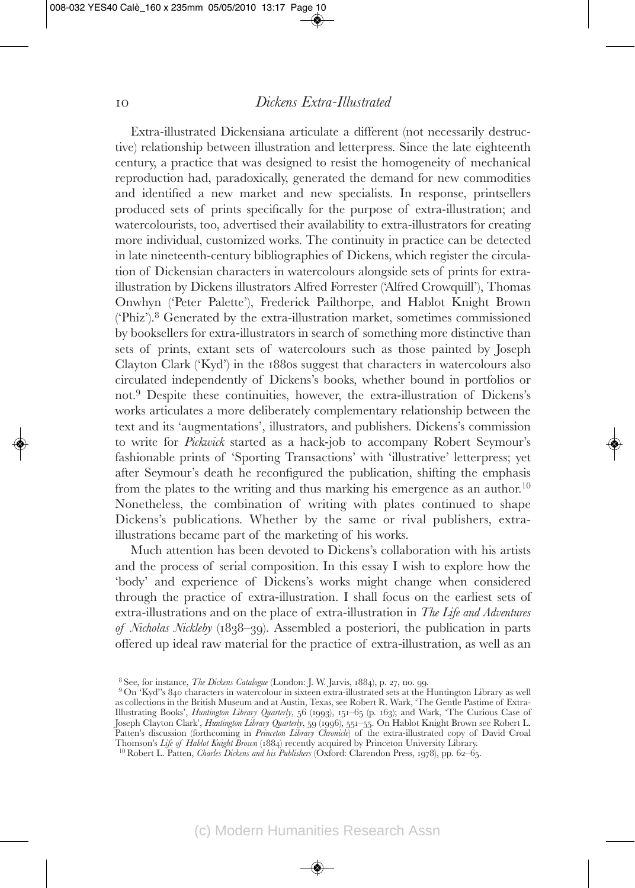Extra-illustrated Dickensiana articulate a different (not necessarily destructive) relationship between illustration and letterpress. Since the late eighteenth century, a practice that was designed to resist the homogeneity of mechanical reproduction had, paradoxically, generated the demand for new commodities and identified a new market and new specialists. In response, printsellers produced sets of prints specifically for the purpose of extra-illustration; and watercolourists, too, advertised their availability to extra-illustrators for creating more individual, customized works. The continuity in practice can be detected in late nineteenth-century bibliographies of Dickens, which register the circulation of Dickensian characters in watercolours alongside sets of prints for extra-illustration by Dickens illustrators Alfred Forrester ('Alfred Crowquill'), Thomas Onwhyn ('Peter Palette'), Frederick Pailthorpe, and Hablot Knight Brown ('Phiz').[8] Generated by the extra-illustration market, sometimes commissioned by booksellers for extra-illustrators in search of something more distinctive than sets of prints, extant sets of watercolours such as those painted by Joseph Clayton Clark ('Kyd') in the 1880s suggest that characters in watercolours also circulated independently of Dickens's books, whether bound in portfolios or not.[9] Despite these continuities, however, the extra-illustration of Dickens's works articulates a more deliberately complementary relationship between the text and its 'augmentations', illustrators, and publishers. Dickens's commission to write for *Pickwick* started as a hack-job to accompany Robert Seymour's fashionable prints of 'Sporting Transactions' with 'illustrative' letterpress; yet after Seymour's death he reconfigured the publication, shifting the emphasis from the plates to the writing and thus marking his emergence as an author.[10] Nonetheless, the combination of writing with plates continued to shape Dickens's publications. Whether by the same or rival publishers, extra-illustrations became part of the marketing of his works.

Much attention has been devoted to Dickens's collaboration with his artists and the process of serial composition. In this essay I wish to explore how the 'body' and experience of Dickens's works might change when considered through the practice of extra-illustration. I shall focus on the earliest sets of extra-illustrations and on the place of extra-illustration in *The Life and Adventures of Nicholas Nickleby* (1838–39). Assembled a posteriori, the publication in parts offered up ideal raw material for the practice of extra-illustration, as well as an

[8] See, for instance, *The Dickens Catalogue* (London: J. W. Jarvis, 1884), p. 27, no. 99.

[9] On 'Kyd''s 840 characters in watercolour in sixteen extra-illustrated sets at the Huntington Library as well as collections in the British Museum and at Austin, Texas, see Robert R. Wark, 'The Gentle Pastime of Extra-Illustrating Books', *Huntington Library Quarterly*, 56 (1993), 151–65 (p. 163); and Wark, 'The Curious Case of Joseph Clayton Clark', *Huntington Library Quarterly*, 59 (1996), 551–55. On Hablot Knight Brown see Robert L. Patten's discussion (forthcoming in *Princeton Library Chronicle*) of the extra-illustrated copy of David Croal Thomson's *Life of Hablot Knight Brown* (1884) recently acquired by Princeton University Library.

[10] Robert L. Patten, *Charles Dickens and his Publishers* (Oxford: Clarendon Press, 1978), pp. 62–65.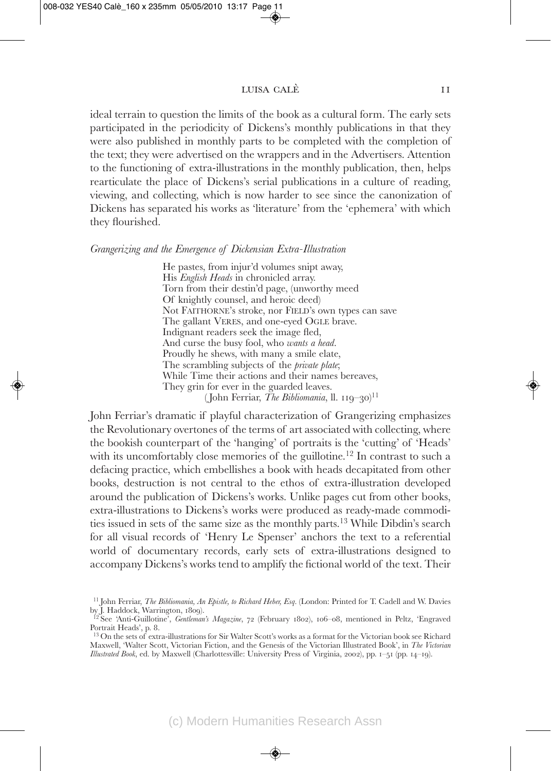ideal terrain to question the limits of the book as a cultural form. The early sets participated in the periodicity of Dickens's monthly publications in that they were also published in monthly parts to be completed with the completion of the text; they were advertised on the wrappers and in the Advertisers. Attention to the functioning of extra-illustrations in the monthly publication, then, helps rearticulate the place of Dickens's serial publications in a culture of reading, viewing, and collecting, which is now harder to see since the canonization of Dickens has separated his works as 'literature' from the 'ephemera' with which they flourished.

### *Grangerizing and the Emergence of Dickensian Extra-Illustration*

> He pastes, from injur'd volumes snipt away,
> His *English Heads* in chronicled array.
> Torn from their destin'd page, (unworthy meed
> Of knightly counsel, and heroic deed)
> Not FAITHORNE's stroke, nor FIELD's own types can save
> The gallant VERES, and one-eyed OGLE brave.
> Indignant readers seek the image fled,
> And curse the busy fool, who *wants a head*.
> Proudly he shews, with many a smile elate,
> The scrambling subjects of the *private plate*;
> While Time their actions and their names bereaves,
> They grin for ever in the guarded leaves.
> (John Ferriar, *The Bibliomania*, ll. 119–30)[11]

John Ferriar's dramatic if playful characterization of Grangerizing emphasizes the Revolutionary overtones of the terms of art associated with collecting, where the bookish counterpart of the 'hanging' of portraits is the 'cutting' of 'Heads' with its uncomfortably close memories of the guillotine.[12] In contrast to such a defacing practice, which embellishes a book with heads decapitated from other books, destruction is not central to the ethos of extra-illustration developed around the publication of Dickens's works. Unlike pages cut from other books, extra-illustrations to Dickens's works were produced as ready-made commodities issued in sets of the same size as the monthly parts.[13] While Dibdin's search for all visual records of 'Henry Le Spenser' anchors the text to a referential world of documentary records, early sets of extra-illustrations designed to accompany Dickens's works tend to amplify the fictional world of the text. Their

[11] John Ferriar, *The Bibliomania, An Epistle, to Richard Heber, Esq*. (London: Printed for T. Cadell and W. Davies by J. Haddock, Warrington, 1809).

[12] See 'Anti-Guillotine', *Gentleman's Magazine*, 72 (February 1802), 106–08, mentioned in Peltz, 'Engraved Portrait Heads', p. 8.

[13] On the sets of extra-illustrations for Sir Walter Scott's works as a format for the Victorian book see Richard Maxwell, 'Walter Scott, Victorian Fiction, and the Genesis of the Victorian Illustrated Book', in *The Victorian Illustrated Book*, ed. by Maxwell (Charlottesville: University Press of Virginia, 2002), pp. 1–51 (pp. 14–19).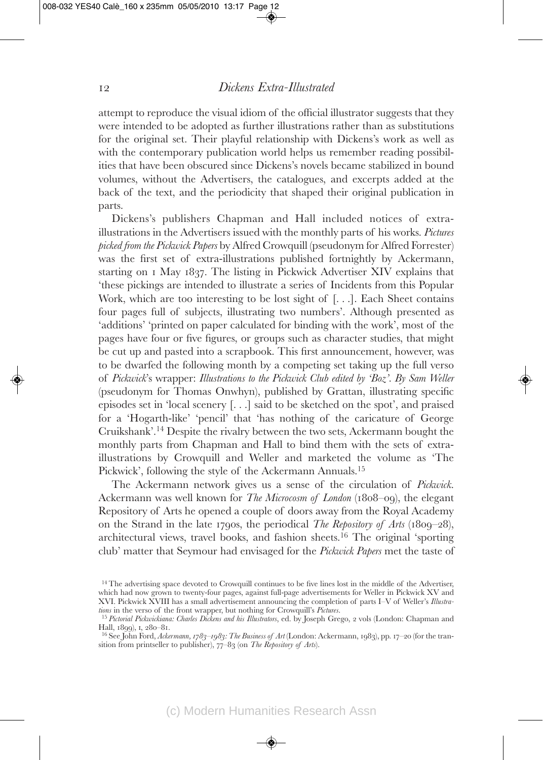attempt to reproduce the visual idiom of the official illustrator suggests that they were intended to be adopted as further illustrations rather than as substitutions for the original set. Their playful relationship with Dickens's work as well as with the contemporary publication world helps us remember reading possibilities that have been obscured since Dickens's novels became stabilized in bound volumes, without the Advertisers, the catalogues, and excerpts added at the back of the text, and the periodicity that shaped their original publication in parts.

Dickens's publishers Chapman and Hall included notices of extra-illustrations in the Advertisers issued with the monthly parts of his works. *Pictures picked from the Pickwick Papers* by Alfred Crowquill (pseudonym for Alfred Forrester) was the first set of extra-illustrations published fortnightly by Ackermann, starting on 1 May 1837. The listing in Pickwick Advertiser XIV explains that 'these pickings are intended to illustrate a series of Incidents from this Popular Work, which are too interesting to be lost sight of [. . .]. Each Sheet contains four pages full of subjects, illustrating two numbers'. Although presented as 'additions' 'printed on paper calculated for binding with the work', most of the pages have four or five figures, or groups such as character studies, that might be cut up and pasted into a scrapbook. This first announcement, however, was to be dwarfed the following month by a competing set taking up the full verso of *Pickwick*'s wrapper: *Illustrations to the Pickwick Club edited by 'Boz'. By Sam Weller* (pseudonym for Thomas Onwhyn), published by Grattan, illustrating specific episodes set in 'local scenery [. . .] said to be sketched on the spot', and praised for a 'Hogarth-like' 'pencil' that 'has nothing of the caricature of George Cruikshank'.[14] Despite the rivalry between the two sets, Ackermann bought the monthly parts from Chapman and Hall to bind them with the sets of extra-illustrations by Crowquill and Weller and marketed the volume as 'The Pickwick', following the style of the Ackermann Annuals.[15]

The Ackermann network gives us a sense of the circulation of *Pickwick*. Ackermann was well known for *The Microcosm of London* (1808–09), the elegant Repository of Arts he opened a couple of doors away from the Royal Academy on the Strand in the late 1790s, the periodical *The Repository of Arts* (1809–28), architectural views, travel books, and fashion sheets.[16] The original 'sporting club' matter that Seymour had envisaged for the *Pickwick Papers* met the taste of

[14] The advertising space devoted to Crowquill continues to be five lines lost in the middle of the Advertiser, which had now grown to twenty-four pages, against full-page advertisements for Weller in Pickwick XV and XVI. Pickwick XVIII has a small advertisement announcing the completion of parts I–V of Weller's *Illustrations* in the verso of the front wrapper, but nothing for Crowquill's *Pictures*.

[15] *Pictorial Pickwickiana: Charles Dickens and his Illustrators*, ed. by Joseph Grego, 2 vols (London: Chapman and Hall, 1899), I, 280–81.

[16] See John Ford, *Ackermann, 1783–1983: The Business of Art* (London: Ackermann, 1983), pp. 17–20 (for the transition from printseller to publisher), 77–83 (on *The Repository of Arts*).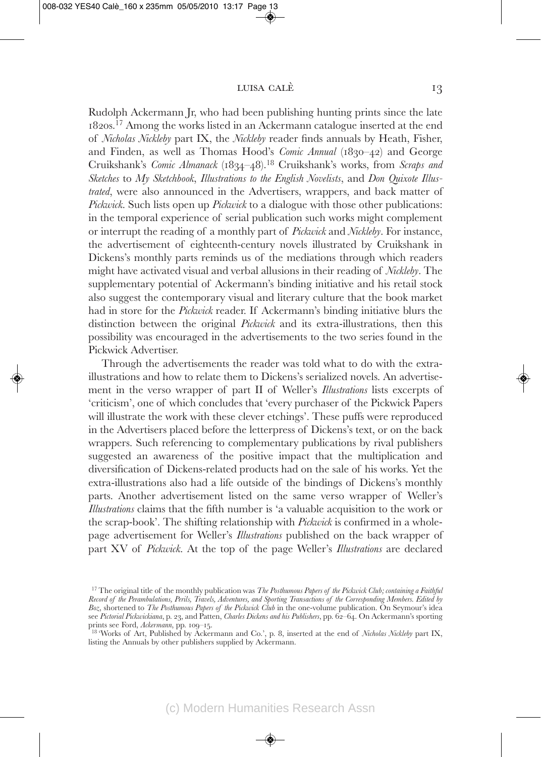Rudolph Ackermann Jr, who had been publishing hunting prints since the late 1820s.[17] Among the works listed in an Ackermann catalogue inserted at the end of *Nicholas Nickleby* part IX, the *Nickleby* reader finds annuals by Heath, Fisher, and Finden, as well as Thomas Hood's *Comic Annual* (1830–42) and George Cruikshank's *Comic Almanack* (1834–48).[18] Cruikshank's works, from *Scraps and Sketches* to *My Sketchbook*, *Illustrations to the English Novelists*, and *Don Quixote Illustrated*, were also announced in the Advertisers, wrappers, and back matter of *Pickwick*. Such lists open up *Pickwick* to a dialogue with those other publications: in the temporal experience of serial publication such works might complement or interrupt the reading of a monthly part of *Pickwick* and *Nickleby*. For instance, the advertisement of eighteenth-century novels illustrated by Cruikshank in Dickens's monthly parts reminds us of the mediations through which readers might have activated visual and verbal allusions in their reading of *Nickleby*. The supplementary potential of Ackermann's binding initiative and his retail stock also suggest the contemporary visual and literary culture that the book market had in store for the *Pickwick* reader. If Ackermann's binding initiative blurs the distinction between the original *Pickwick* and its extra-illustrations, then this possibility was encouraged in the advertisements to the two series found in the Pickwick Advertiser.

Through the advertisements the reader was told what to do with the extra-illustrations and how to relate them to Dickens's serialized novels. An advertisement in the verso wrapper of part II of Weller's *Illustrations* lists excerpts of 'criticism', one of which concludes that 'every purchaser of the Pickwick Papers will illustrate the work with these clever etchings'. These puffs were reproduced in the Advertisers placed before the letterpress of Dickens's text, or on the back wrappers. Such referencing to complementary publications by rival publishers suggested an awareness of the positive impact that the multiplication and diversification of Dickens-related products had on the sale of his works. Yet the extra-illustrations also had a life outside of the bindings of Dickens's monthly parts. Another advertisement listed on the same verso wrapper of Weller's *Illustrations* claims that the fifth number is 'a valuable acquisition to the work or the scrap-book'. The shifting relationship with *Pickwick* is confirmed in a whole-page advertisement for Weller's *Illustrations* published on the back wrapper of part XV of *Pickwick*. At the top of the page Weller's *Illustrations* are declared

---

[17] The original title of the monthly publication was *The Posthumous Papers of the Pickwick Club; containing a Faithful Record of the Perambulations, Perils, Travels, Adventures, and Sporting Transactions of the Corresponding Members. Edited by Boz*, shortened to *The Posthumous Papers of the Pickwick Club* in the one-volume publication. On Seymour's idea see *Pictorial Pickwickiana*, p. 23, and Patten, *Charles Dickens and his Publishers*, pp. 62–64. On Ackermann's sporting prints see Ford, *Ackermann*, pp. 109–15.

[18] 'Works of Art, Published by Ackermann and Co.', p. 8, inserted at the end of *Nicholas Nickleby* part IX, listing the Annuals by other publishers supplied by Ackermann.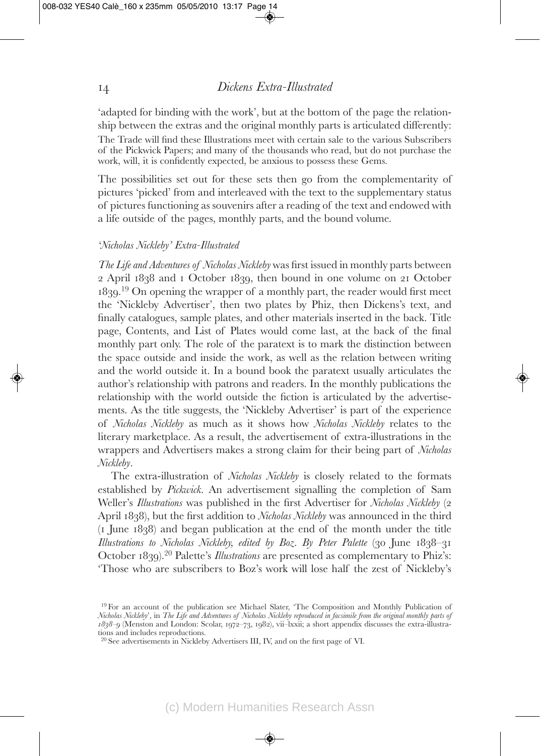'adapted for binding with the work', but at the bottom of the page the relationship between the extras and the original monthly parts is articulated differently:

> The Trade will find these Illustrations meet with certain sale to the various Subscribers of the Pickwick Papers; and many of the thousands who read, but do not purchase the work, will, it is confidently expected, be anxious to possess these Gems.

The possibilities set out for these sets then go from the complementarity of pictures 'picked' from and interleaved with the text to the supplementary status of pictures functioning as souvenirs after a reading of the text and endowed with a life outside of the pages, monthly parts, and the bound volume.

### *'Nicholas Nickleby' Extra-Illustrated*

*The Life and Adventures of Nicholas Nickleby* was first issued in monthly parts between 2 April 1838 and 1 October 1839, then bound in one volume on 21 October 1839.[19] On opening the wrapper of a monthly part, the reader would first meet the 'Nickleby Advertiser', then two plates by Phiz, then Dickens's text, and finally catalogues, sample plates, and other materials inserted in the back. Title page, Contents, and List of Plates would come last, at the back of the final monthly part only. The role of the paratext is to mark the distinction between the space outside and inside the work, as well as the relation between writing and the world outside it. In a bound book the paratext usually articulates the author's relationship with patrons and readers. In the monthly publications the relationship with the world outside the fiction is articulated by the advertisements. As the title suggests, the 'Nickleby Advertiser' is part of the experience of *Nicholas Nickleby* as much as it shows how *Nicholas Nickleby* relates to the literary marketplace. As a result, the advertisement of extra-illustrations in the wrappers and Advertisers makes a strong claim for their being part of *Nicholas Nickleby*.

The extra-illustration of *Nicholas Nickleby* is closely related to the formats established by *Pickwick*. An advertisement signalling the completion of Sam Weller's *Illustrations* was published in the first Advertiser for *Nicholas Nickleby* (2 April 1838), but the first addition to *Nicholas Nickleby* was announced in the third (1 June 1838) and began publication at the end of the month under the title *Illustrations to Nicholas Nickleby, edited by Boz. By Peter Palette* (30 June 1838–31 October 1839).[20] Palette's *Illustrations* are presented as complementary to Phiz's: 'Those who are subscribers to Boz's work will lose half the zest of Nickleby's

---

[19] For an account of the publication see Michael Slater, 'The Composition and Monthly Publication of *Nicholas Nickleby*', in *The Life and Adventures of Nicholas Nickleby reproduced in facsimile from the original monthly parts of 1838–9* (Menston and London: Scolar, 1972–73, 1982), vii–lxxii; a short appendix discusses the extra-illustrations and includes reproductions.

[20] See advertisements in Nickleby Advertisers III, IV, and on the first page of VI.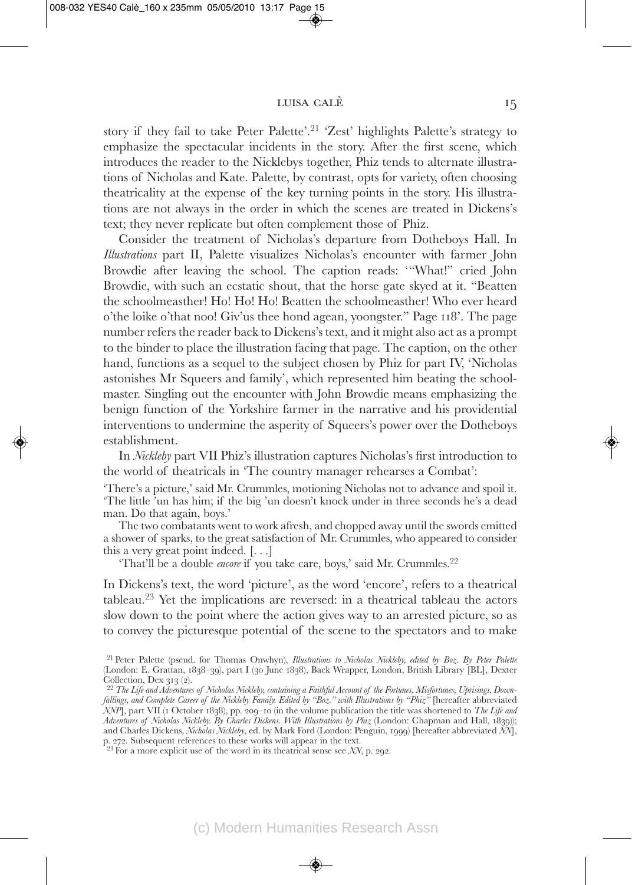story if they fail to take Peter Palette'.[21] 'Zest' highlights Palette's strategy to emphasize the spectacular incidents in the story. After the first scene, which introduces the reader to the Nicklebys together, Phiz tends to alternate illustrations of Nicholas and Kate. Palette, by contrast, opts for variety, often choosing theatricality at the expense of the key turning points in the story. His illustrations are not always in the order in which the scenes are treated in Dickens's text; they never replicate but often complement those of Phiz.

Consider the treatment of Nicholas's departure from Dotheboys Hall. In *Illustrations* part II, Palette visualizes Nicholas's encounter with farmer John Browdie after leaving the school. The caption reads: '"What!" cried John Browdie, with such an ecstatic shout, that the horse gate skyed at it. "Beatten the schoolmeasther! Ho! Ho! Ho! Beatten the schoolmeasther! Who ever heard o'the loike o'that noo! Giv'us thee hond agean, yoongster." Page 118'. The page number refers the reader back to Dickens's text, and it might also act as a prompt to the binder to place the illustration facing that page. The caption, on the other hand, functions as a sequel to the subject chosen by Phiz for part IV, 'Nicholas astonishes Mr Squeers and family', which represented him beating the schoolmaster. Singling out the encounter with John Browdie means emphasizing the benign function of the Yorkshire farmer in the narrative and his providential interventions to undermine the asperity of Squeers's power over the Dotheboys establishment.

In *Nickleby* part VII Phiz's illustration captures Nicholas's first introduction to the world of theatricals in 'The country manager rehearses a Combat':

> 'There's a picture,' said Mr. Crummles, motioning Nicholas not to advance and spoil it. 'The little 'un has him; if the big 'un doesn't knock under in three seconds he's a dead man. Do that again, boys.'
>
> The two combatants went to work afresh, and chopped away until the swords emitted a shower of sparks, to the great satisfaction of Mr. Crummles, who appeared to consider this a very great point indeed. [. . .]
>
> 'That'll be a double *encore* if you take care, boys,' said Mr. Crummles.[22]

In Dickens's text, the word 'picture', as the word 'encore', refers to a theatrical tableau.[23] Yet the implications are reversed: in a theatrical tableau the actors slow down to the point where the action gives way to an arrested picture, so as to convey the picturesque potential of the scene to the spectators and to make

---

[21] Peter Palette (pseud. for Thomas Onwhyn), *Illustrations to Nicholas Nickleby, edited by Boz. By Peter Palette* (London: E. Grattan, 1838–39), part I (30 June 1838), Back Wrapper, London, British Library [BL], Dexter Collection, Dex 313 (2).

[22] *The Life and Adventures of Nicholas Nickleby, containing a Faithful Account of the Fortunes, Misfortunes, Uprisings, Downfallings, and Complete Career of the Nickleby Family. Edited by "Boz." with Illustrations by "Phiz"* [hereafter abbreviated *NNP*], part VII (1 October 1838), pp. 209–10 (in the volume publication the title was shortened to *The Life and Adventures of Nicholas Nickleby. By Charles Dickens. With Illustrations by Phiz* (London: Chapman and Hall, 1839)); and Charles Dickens, *Nicholas Nickleby*, ed. by Mark Ford (London: Penguin, 1999) [hereafter abbreviated *NN*], p. 272. Subsequent references to these works will appear in the text.

[23] For a more explicit use of the word in its theatrical sense see *NN*, p. 292.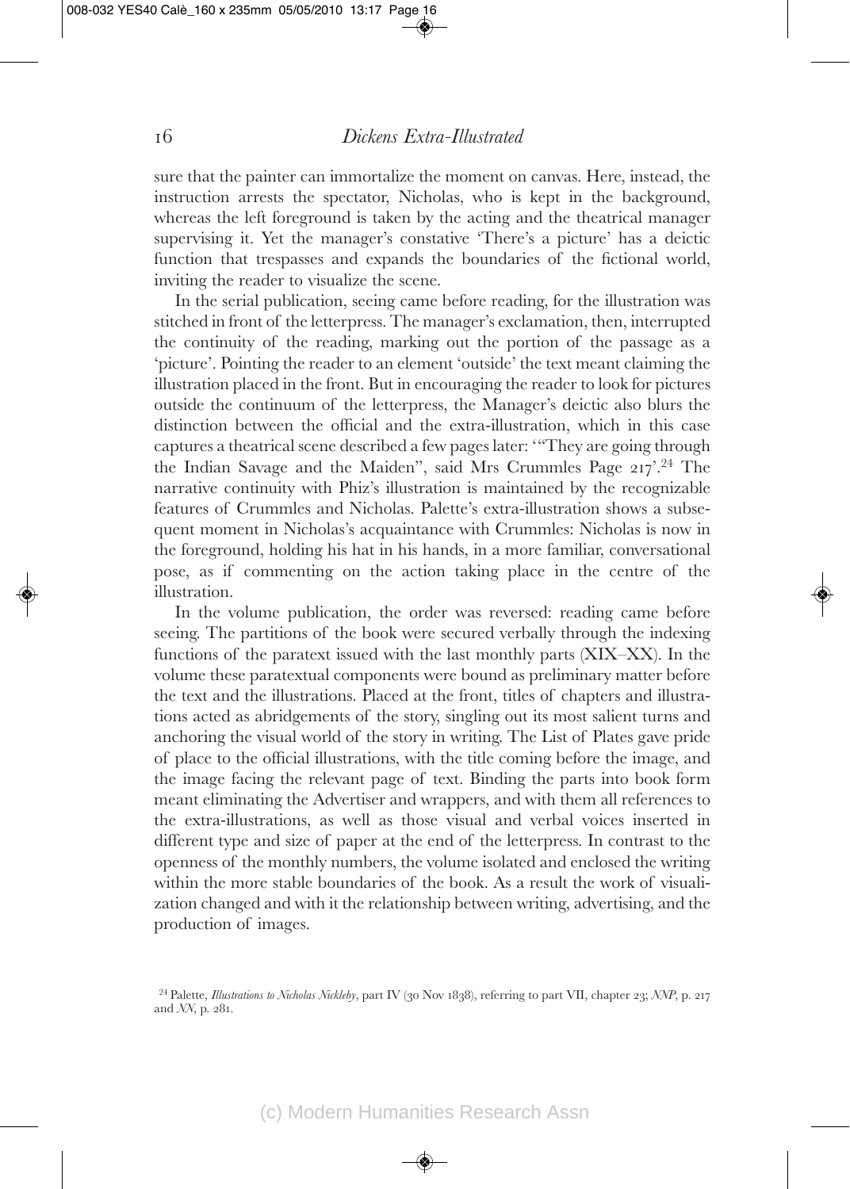sure that the painter can immortalize the moment on canvas. Here, instead, the instruction arrests the spectator, Nicholas, who is kept in the background, whereas the left foreground is taken by the acting and the theatrical manager supervising it. Yet the manager's constative 'There's a picture' has a deictic function that trespasses and expands the boundaries of the fictional world, inviting the reader to visualize the scene.

In the serial publication, seeing came before reading, for the illustration was stitched in front of the letterpress. The manager's exclamation, then, interrupted the continuity of the reading, marking out the portion of the passage as a 'picture'. Pointing the reader to an element 'outside' the text meant claiming the illustration placed in the front. But in encouraging the reader to look for pictures outside the continuum of the letterpress, the Manager's deictic also blurs the distinction between the official and the extra-illustration, which in this case captures a theatrical scene described a few pages later: '"They are going through the Indian Savage and the Maiden", said Mrs Crummles Page 217'.[24] The narrative continuity with Phiz's illustration is maintained by the recognizable features of Crummles and Nicholas. Palette's extra-illustration shows a subsequent moment in Nicholas's acquaintance with Crummles: Nicholas is now in the foreground, holding his hat in his hands, in a more familiar, conversational pose, as if commenting on the action taking place in the centre of the illustration.

In the volume publication, the order was reversed: reading came before seeing. The partitions of the book were secured verbally through the indexing functions of the paratext issued with the last monthly parts (XIX–XX). In the volume these paratextual components were bound as preliminary matter before the text and the illustrations. Placed at the front, titles of chapters and illustrations acted as abridgements of the story, singling out its most salient turns and anchoring the visual world of the story in writing. The List of Plates gave pride of place to the official illustrations, with the title coming before the image, and the image facing the relevant page of text. Binding the parts into book form meant eliminating the Advertiser and wrappers, and with them all references to the extra-illustrations, as well as those visual and verbal voices inserted in different type and size of paper at the end of the letterpress. In contrast to the openness of the monthly numbers, the volume isolated and enclosed the writing within the more stable boundaries of the book. As a result the work of visualization changed and with it the relationship between writing, advertising, and the production of images.

[24] Palette, *Illustrations to Nicholas Nickleby*, part IV (30 Nov 1838), referring to part VII, chapter 23; *NNP*, p. 217 and *NN*, p. 281.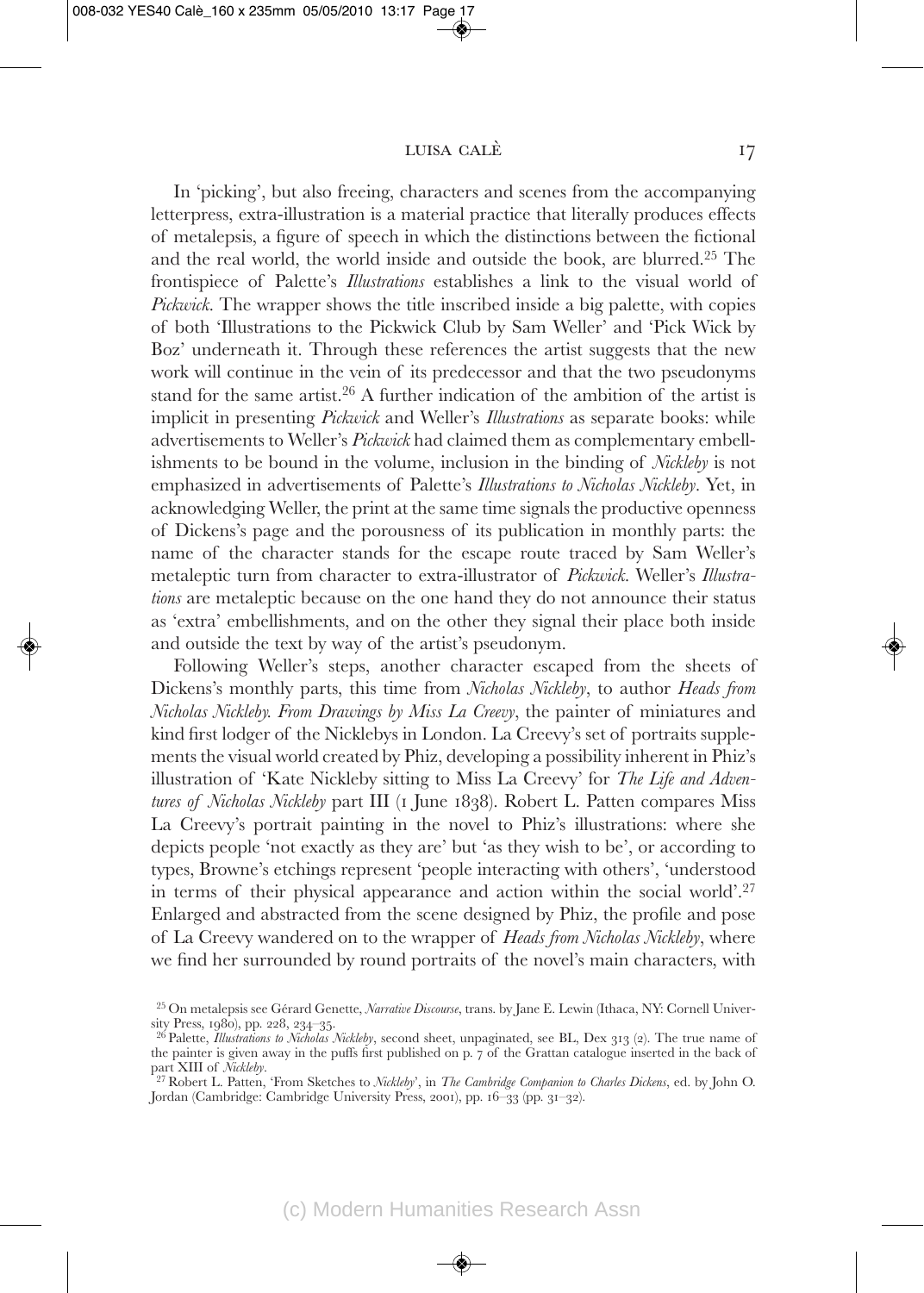In 'picking', but also freeing, characters and scenes from the accompanying letterpress, extra-illustration is a material practice that literally produces effects of metalepsis, a figure of speech in which the distinctions between the fictional and the real world, the world inside and outside the book, are blurred.[25] The frontispiece of Palette's *Illustrations* establishes a link to the visual world of *Pickwick*. The wrapper shows the title inscribed inside a big palette, with copies of both 'Illustrations to the Pickwick Club by Sam Weller' and 'Pick Wick by Boz' underneath it. Through these references the artist suggests that the new work will continue in the vein of its predecessor and that the two pseudonyms stand for the same artist.[26] A further indication of the ambition of the artist is implicit in presenting *Pickwick* and Weller's *Illustrations* as separate books: while advertisements to Weller's *Pickwick* had claimed them as complementary embellishments to be bound in the volume, inclusion in the binding of *Nickleby* is not emphasized in advertisements of Palette's *Illustrations to Nicholas Nickleby*. Yet, in acknowledging Weller, the print at the same time signals the productive openness of Dickens's page and the porousness of its publication in monthly parts: the name of the character stands for the escape route traced by Sam Weller's metaleptic turn from character to extra-illustrator of *Pickwick*. Weller's *Illustrations* are metaleptic because on the one hand they do not announce their status as 'extra' embellishments, and on the other they signal their place both inside and outside the text by way of the artist's pseudonym.

Following Weller's steps, another character escaped from the sheets of Dickens's monthly parts, this time from *Nicholas Nickleby*, to author *Heads from Nicholas Nickleby. From Drawings by Miss La Creevy*, the painter of miniatures and kind first lodger of the Nicklebys in London. La Creevy's set of portraits supplements the visual world created by Phiz, developing a possibility inherent in Phiz's illustration of 'Kate Nickleby sitting to Miss La Creevy' for *The Life and Adventures of Nicholas Nickleby* part III (1 June 1838). Robert L. Patten compares Miss La Creevy's portrait painting in the novel to Phiz's illustrations: where she depicts people 'not exactly as they are' but 'as they wish to be', or according to types, Browne's etchings represent 'people interacting with others', 'understood in terms of their physical appearance and action within the social world'.[27] Enlarged and abstracted from the scene designed by Phiz, the profile and pose of La Creevy wandered on to the wrapper of *Heads from Nicholas Nickleby*, where we find her surrounded by round portraits of the novel's main characters, with

[25] On metalepsis see Gérard Genette, *Narrative Discourse*, trans. by Jane E. Lewin (Ithaca, NY: Cornell University Press, 1980), pp. 228, 234–35.

[26] Palette, *Illustrations to Nicholas Nickleby*, second sheet, unpaginated, see BL, Dex 313 (2). The true name of the painter is given away in the puffs first published on p. 7 of the Grattan catalogue inserted in the back of part XIII of *Nickleby*.

[27] Robert L. Patten, 'From Sketches to *Nickleby*', in *The Cambridge Companion to Charles Dickens*, ed. by John O. Jordan (Cambridge: Cambridge University Press, 2001), pp. 16–33 (pp. 31–32).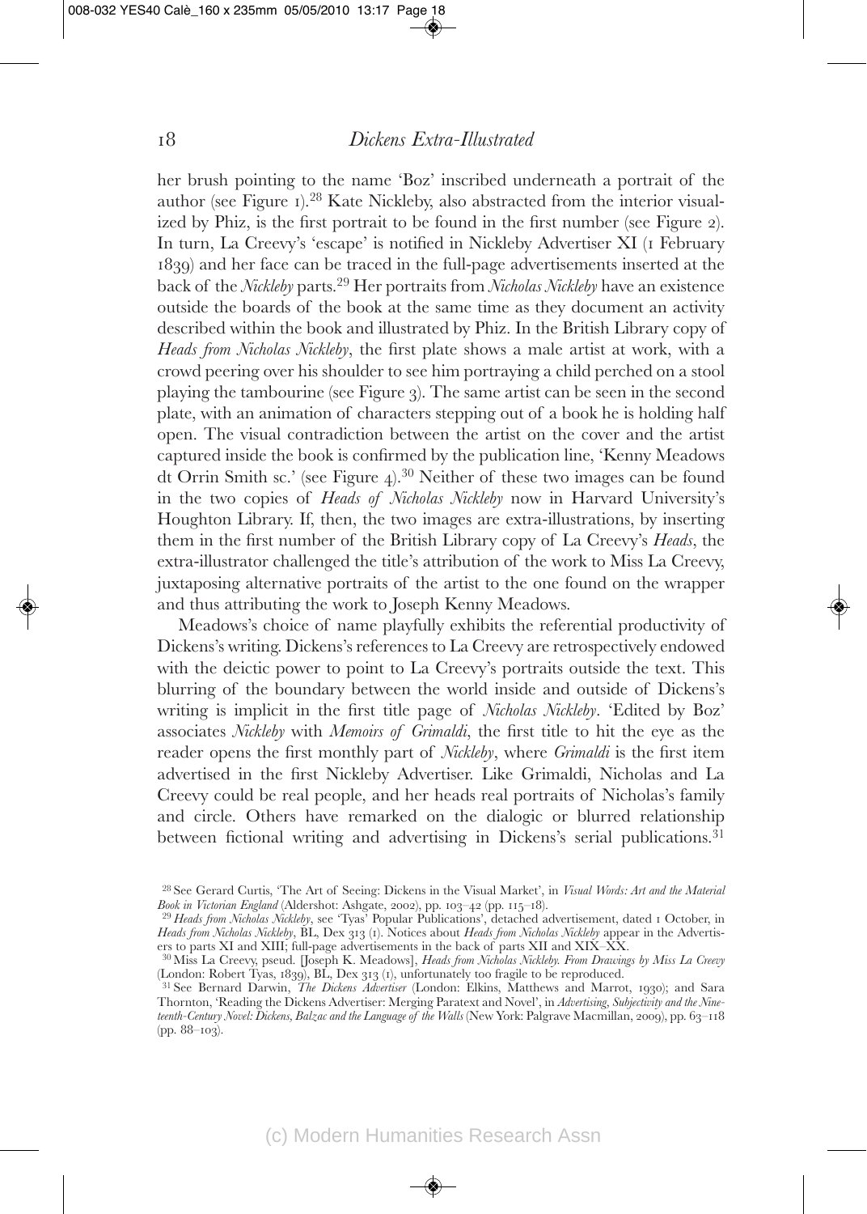her brush pointing to the name 'Boz' inscribed underneath a portrait of the author (see Figure 1).[28] Kate Nickleby, also abstracted from the interior visualized by Phiz, is the first portrait to be found in the first number (see Figure 2). In turn, La Creevy's 'escape' is notified in Nickleby Advertiser XI (1 February 1839) and her face can be traced in the full-page advertisements inserted at the back of the *Nickleby* parts.[29] Her portraits from *Nicholas Nickleby* have an existence outside the boards of the book at the same time as they document an activity described within the book and illustrated by Phiz. In the British Library copy of *Heads from Nicholas Nickleby*, the first plate shows a male artist at work, with a crowd peering over his shoulder to see him portraying a child perched on a stool playing the tambourine (see Figure 3). The same artist can be seen in the second plate, with an animation of characters stepping out of a book he is holding half open. The visual contradiction between the artist on the cover and the artist captured inside the book is confirmed by the publication line, 'Kenny Meadows dt Orrin Smith sc.' (see Figure 4).[30] Neither of these two images can be found in the two copies of *Heads of Nicholas Nickleby* now in Harvard University's Houghton Library. If, then, the two images are extra-illustrations, by inserting them in the first number of the British Library copy of La Creevy's *Heads*, the extra-illustrator challenged the title's attribution of the work to Miss La Creevy, juxtaposing alternative portraits of the artist to the one found on the wrapper and thus attributing the work to Joseph Kenny Meadows.

Meadows's choice of name playfully exhibits the referential productivity of Dickens's writing. Dickens's references to La Creevy are retrospectively endowed with the deictic power to point to La Creevy's portraits outside the text. This blurring of the boundary between the world inside and outside of Dickens's writing is implicit in the first title page of *Nicholas Nickleby*. 'Edited by Boz' associates *Nickleby* with *Memoirs of Grimaldi*, the first title to hit the eye as the reader opens the first monthly part of *Nickleby*, where *Grimaldi* is the first item advertised in the first Nickleby Advertiser. Like Grimaldi, Nicholas and La Creevy could be real people, and her heads real portraits of Nicholas's family and circle. Others have remarked on the dialogic or blurred relationship between fictional writing and advertising in Dickens's serial publications.[31]

[28] See Gerard Curtis, 'The Art of Seeing: Dickens in the Visual Market', in *Visual Words: Art and the Material Book in Victorian England* (Aldershot: Ashgate, 2002), pp. 103–42 (pp. 115–18).

[29] *Heads from Nicholas Nickleby*, see 'Tyas' Popular Publications', detached advertisement, dated 1 October, in *Heads from Nicholas Nickleby*, BL, Dex 313 (1). Notices about *Heads from Nicholas Nickleby* appear in the Advertisers to parts XI and XIII; full-page advertisements in the back of parts XII and XIX–XX.

[30] Miss La Creevy, pseud. [Joseph K. Meadows], *Heads from Nicholas Nickleby. From Drawings by Miss La Creevy* (London: Robert Tyas, 1839), BL, Dex 313 (1), unfortunately too fragile to be reproduced.

[31] See Bernard Darwin, *The Dickens Advertiser* (London: Elkins, Matthews and Marrot, 1930); and Sara Thornton, 'Reading the Dickens Advertiser: Merging Paratext and Novel', in *Advertising, Subjectivity and the Nineteenth-Century Novel: Dickens, Balzac and the Language of the Walls* (New York: Palgrave Macmillan, 2009), pp. 63–118 (pp. 88–103).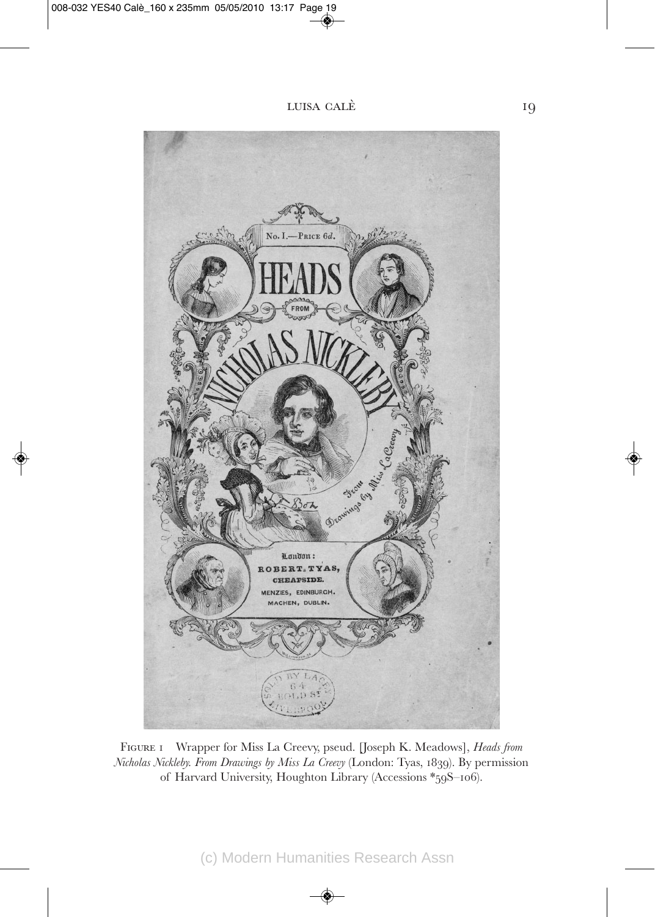FIGURE 1 Wrapper for Miss La Creevy, pseud. [Joseph K. Meadows], *Heads from Nicholas Nickleby. From Drawings by Miss La Creevy* (London: Tyas, 1839). By permission of Harvard University, Houghton Library (Accessions *59S–106).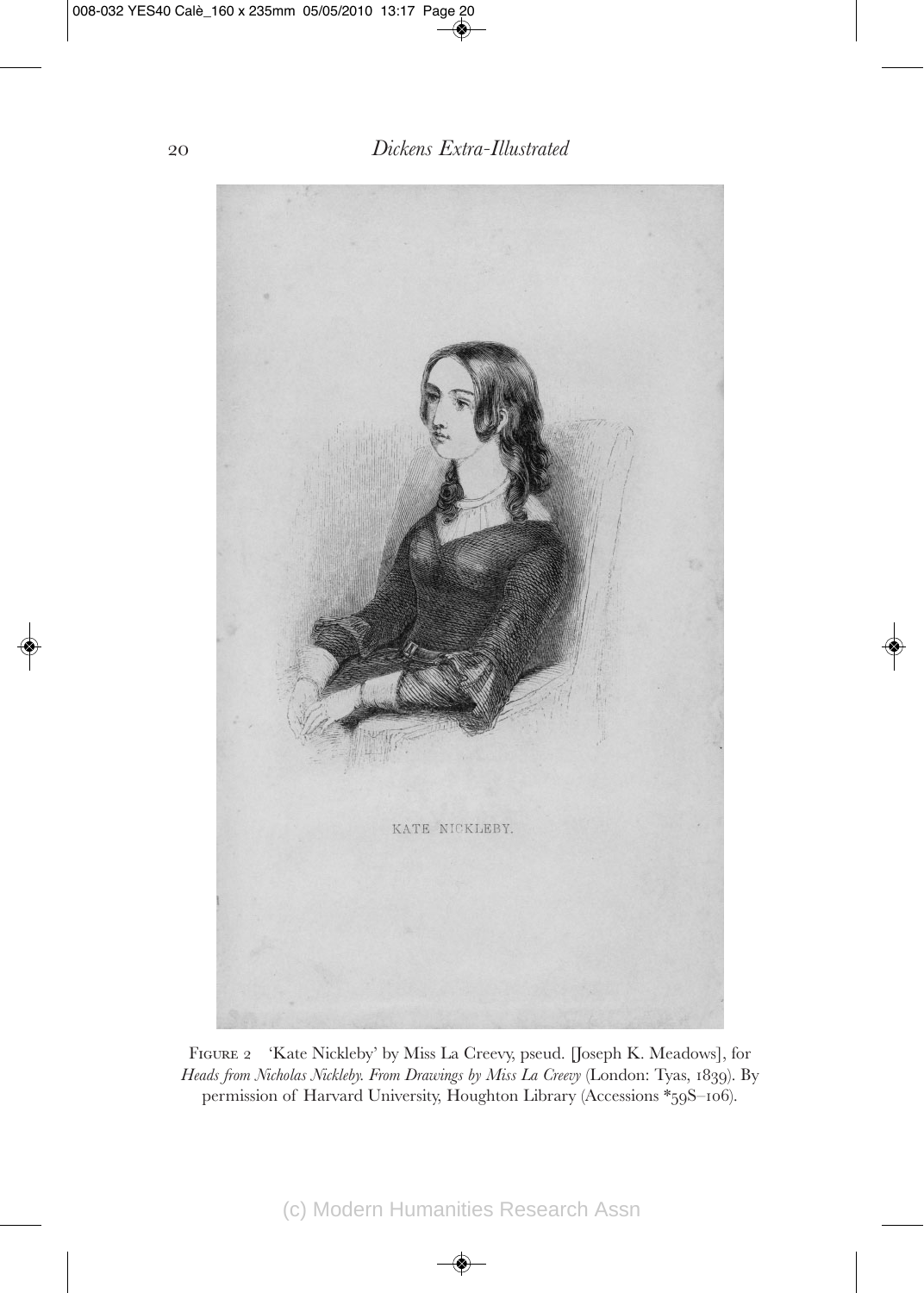KATE NICKLEBY.

FIGURE 2 'Kate Nickleby' by Miss La Creevy, pseud. [Joseph K. Meadows], for *Heads from Nicholas Nickleby. From Drawings by Miss La Creevy* (London: Tyas, 1839). By permission of Harvard University, Houghton Library (Accessions *59S–106).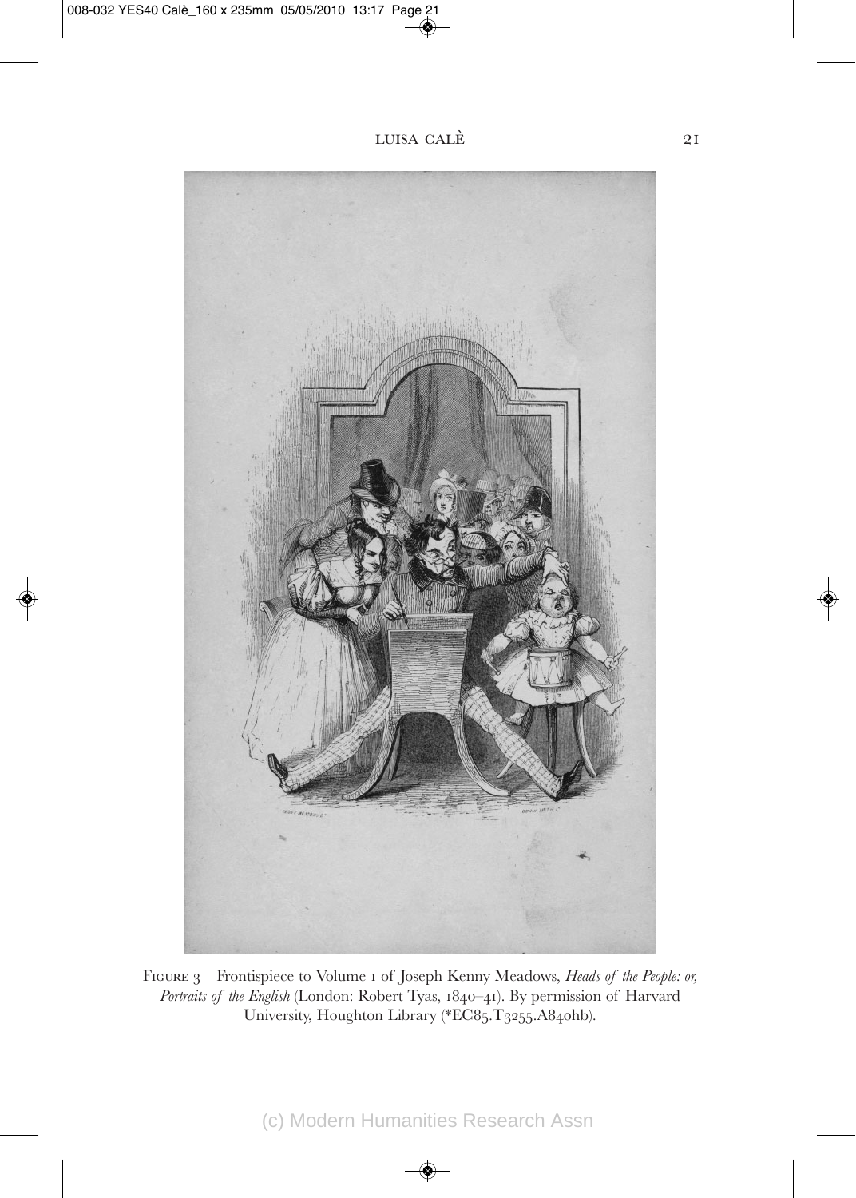FIGURE 3 Frontispiece to Volume I of Joseph Kenny Meadows, *Heads of the People: or, Portraits of the English* (London: Robert Tyas, 1840–41). By permission of Harvard University, Houghton Library (*EC85.T3255.A840hb).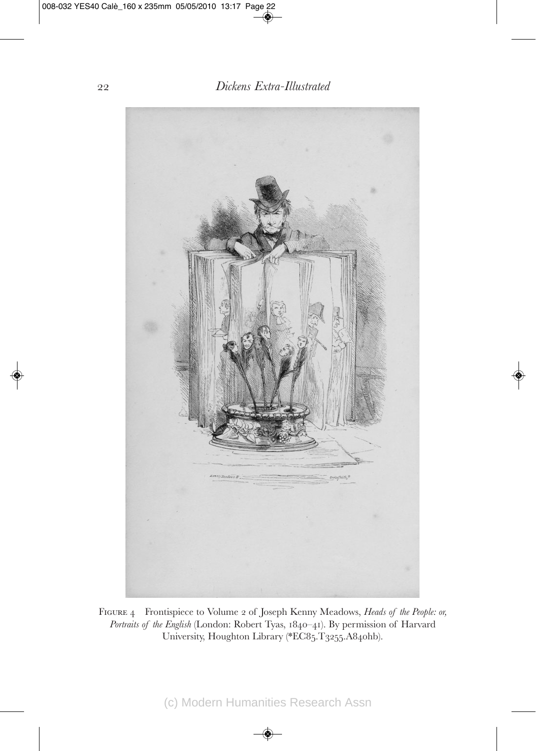FIGURE 4 Frontispiece to Volume 2 of Joseph Kenny Meadows, *Heads of the People: or, Portraits of the English* (London: Robert Tyas, 1840–41). By permission of Harvard University, Houghton Library (*EC85.T3255.A840hb).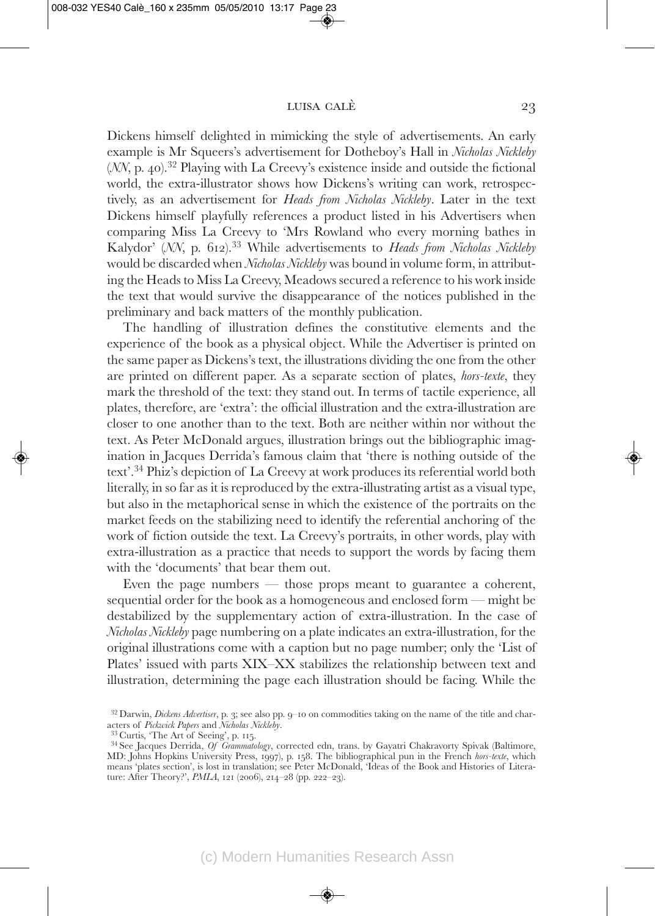Dickens himself delighted in mimicking the style of advertisements. An early example is Mr Squeers's advertisement for Dotheboy's Hall in *Nicholas Nickleby* (*NN*, p. 40).[32] Playing with La Creevy's existence inside and outside the fictional world, the extra-illustrator shows how Dickens's writing can work, retrospectively, as an advertisement for *Heads from Nicholas Nickleby*. Later in the text Dickens himself playfully references a product listed in his Advertisers when comparing Miss La Creevy to 'Mrs Rowland who every morning bathes in Kalydor' (*NN*, p. 612).[33] While advertisements to *Heads from Nicholas Nickleby* would be discarded when *Nicholas Nickleby* was bound in volume form, in attributing the Heads to Miss La Creevy, Meadows secured a reference to his work inside the text that would survive the disappearance of the notices published in the preliminary and back matters of the monthly publication.

The handling of illustration defines the constitutive elements and the experience of the book as a physical object. While the Advertiser is printed on the same paper as Dickens's text, the illustrations dividing the one from the other are printed on different paper. As a separate section of plates, *hors-texte*, they mark the threshold of the text: they stand out. In terms of tactile experience, all plates, therefore, are 'extra': the official illustration and the extra-illustration are closer to one another than to the text. Both are neither within nor without the text. As Peter McDonald argues, illustration brings out the bibliographic imagination in Jacques Derrida's famous claim that 'there is nothing outside of the text'.[34] Phiz's depiction of La Creevy at work produces its referential world both literally, in so far as it is reproduced by the extra-illustrating artist as a visual type, but also in the metaphorical sense in which the existence of the portraits on the market feeds on the stabilizing need to identify the referential anchoring of the work of fiction outside the text. La Creevy's portraits, in other words, play with extra-illustration as a practice that needs to support the words by facing them with the 'documents' that bear them out.

Even the page numbers — those props meant to guarantee a coherent, sequential order for the book as a homogeneous and enclosed form — might be destabilized by the supplementary action of extra-illustration. In the case of *Nicholas Nickleby* page numbering on a plate indicates an extra-illustration, for the original illustrations come with a caption but no page number; only the 'List of Plates' issued with parts XIX–XX stabilizes the relationship between text and illustration, determining the page each illustration should be facing. While the

[32] Darwin, *Dickens Advertiser*, p. 3; see also pp. 9–10 on commodities taking on the name of the title and characters of *Pickwick Papers* and *Nicholas Nickleby*.

[33] Curtis, 'The Art of Seeing', p. 115.

[34] See Jacques Derrida, *Of Grammatology*, corrected edn, trans. by Gayatri Chakravorty Spivak (Baltimore, MD: Johns Hopkins University Press, 1997), p. 158. The bibliographical pun in the French *hors-texte*, which means 'plates section', is lost in translation; see Peter McDonald, 'Ideas of the Book and Histories of Literature: After Theory?', *PMLA*, 121 (2006), 214–28 (pp. 222–23).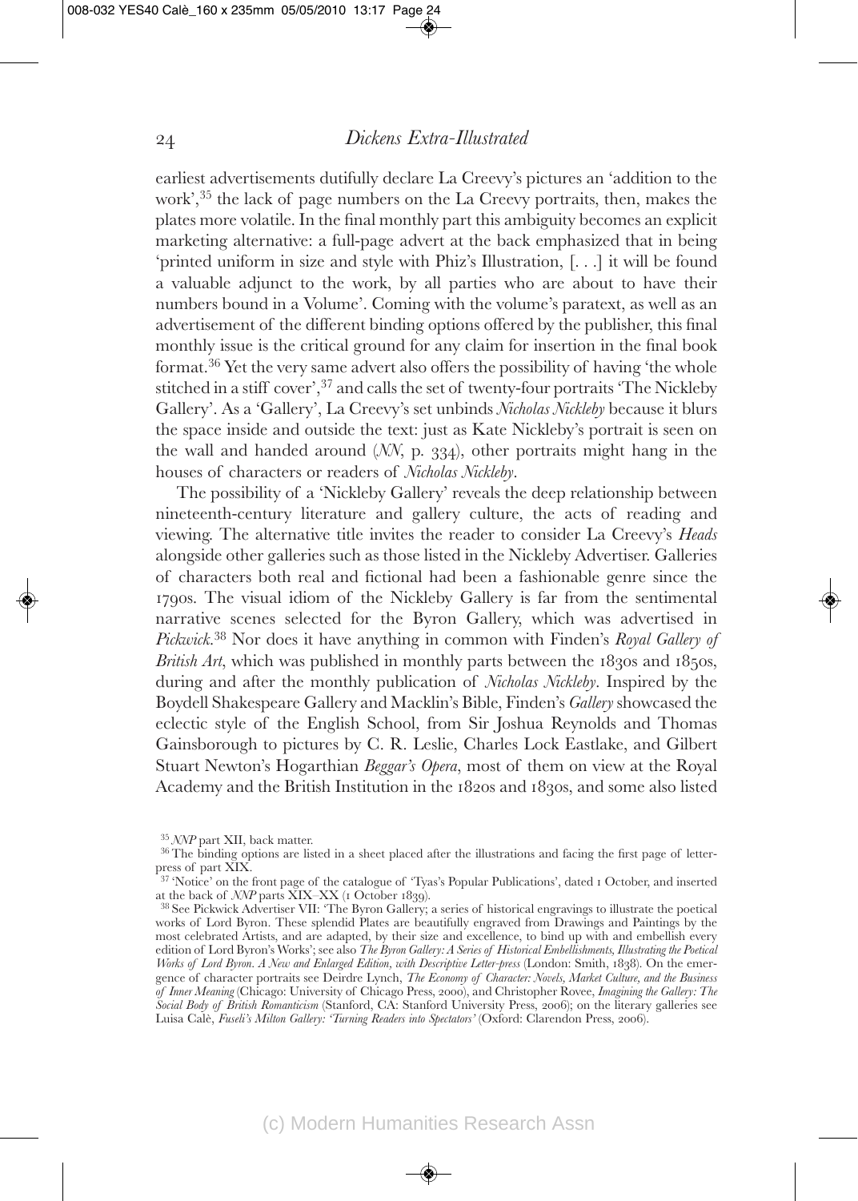earliest advertisements dutifully declare La Creevy's pictures an 'addition to the work',[35] the lack of page numbers on the La Creevy portraits, then, makes the plates more volatile. In the final monthly part this ambiguity becomes an explicit marketing alternative: a full-page advert at the back emphasized that in being 'printed uniform in size and style with Phiz's Illustration, [. . .] it will be found a valuable adjunct to the work, by all parties who are about to have their numbers bound in a Volume'. Coming with the volume's paratext, as well as an advertisement of the different binding options offered by the publisher, this final monthly issue is the critical ground for any claim for insertion in the final book format.[36] Yet the very same advert also offers the possibility of having 'the whole stitched in a stiff cover',[37] and calls the set of twenty-four portraits 'The Nickleby Gallery'. As a 'Gallery', La Creevy's set unbinds *Nicholas Nickleby* because it blurs the space inside and outside the text: just as Kate Nickleby's portrait is seen on the wall and handed around (*NN*, p. 334), other portraits might hang in the houses of characters or readers of *Nicholas Nickleby*.

The possibility of a 'Nickleby Gallery' reveals the deep relationship between nineteenth-century literature and gallery culture, the acts of reading and viewing. The alternative title invites the reader to consider La Creevy's *Heads* alongside other galleries such as those listed in the Nickleby Advertiser. Galleries of characters both real and fictional had been a fashionable genre since the 1790s. The visual idiom of the Nickleby Gallery is far from the sentimental narrative scenes selected for the Byron Gallery, which was advertised in *Pickwick*.[38] Nor does it have anything in common with Finden's *Royal Gallery of British Art*, which was published in monthly parts between the 1830s and 1850s, during and after the monthly publication of *Nicholas Nickleby*. Inspired by the Boydell Shakespeare Gallery and Macklin's Bible, Finden's *Gallery* showcased the eclectic style of the English School, from Sir Joshua Reynolds and Thomas Gainsborough to pictures by C. R. Leslie, Charles Lock Eastlake, and Gilbert Stuart Newton's Hogarthian *Beggar's Opera*, most of them on view at the Royal Academy and the British Institution in the 1820s and 1830s, and some also listed

[35] *NNP* part XII, back matter.

[36] The binding options are listed in a sheet placed after the illustrations and facing the first page of letter-press of part XIX.

[37] 'Notice' on the front page of the catalogue of 'Tyas's Popular Publications', dated 1 October, and inserted at the back of *NNP* parts XIX–XX (1 October 1839).

[38] See Pickwick Advertiser VII: 'The Byron Gallery; a series of historical engravings to illustrate the poetical works of Lord Byron. These splendid Plates are beautifully engraved from Drawings and Paintings by the most celebrated Artists, and are adapted, by their size and excellence, to bind up with and embellish every edition of Lord Byron's Works'; see also *The Byron Gallery: A Series of Historical Embellishments, Illustrating the Poetical Works of Lord Byron. A New and Enlarged Edition, with Descriptive Letter-press* (London: Smith, 1838). On the emergence of character portraits see Deirdre Lynch, *The Economy of Character: Novels, Market Culture, and the Business of Inner Meaning* (Chicago: University of Chicago Press, 2000), and Christopher Rovee, *Imagining the Gallery: The Social Body of British Romanticism* (Stanford, CA: Stanford University Press, 2006); on the literary galleries see Luisa Calè, *Fuseli's Milton Gallery: 'Turning Readers into Spectators'* (Oxford: Clarendon Press, 2006).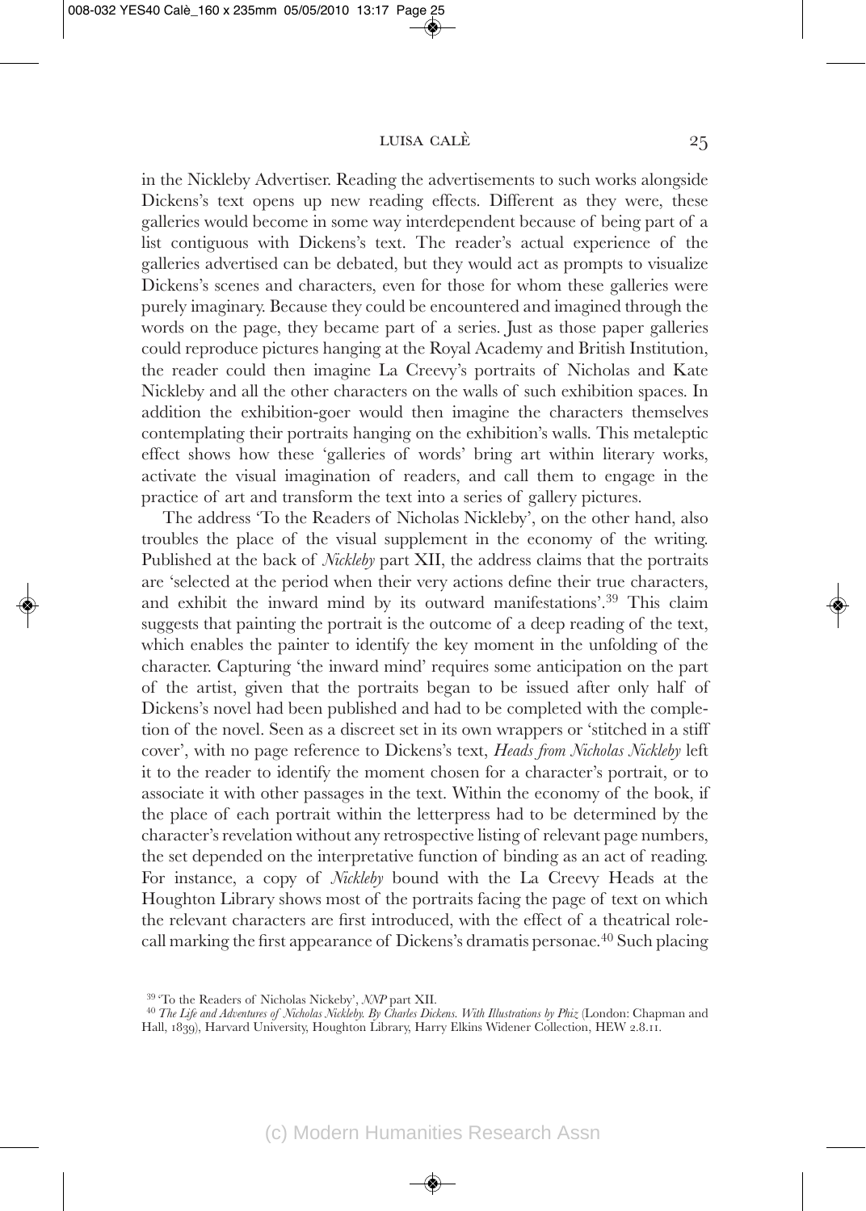in the Nickleby Advertiser. Reading the advertisements to such works alongside Dickens's text opens up new reading effects. Different as they were, these galleries would become in some way interdependent because of being part of a list contiguous with Dickens's text. The reader's actual experience of the galleries advertised can be debated, but they would act as prompts to visualize Dickens's scenes and characters, even for those for whom these galleries were purely imaginary. Because they could be encountered and imagined through the words on the page, they became part of a series. Just as those paper galleries could reproduce pictures hanging at the Royal Academy and British Institution, the reader could then imagine La Creevy's portraits of Nicholas and Kate Nickleby and all the other characters on the walls of such exhibition spaces. In addition the exhibition-goer would then imagine the characters themselves contemplating their portraits hanging on the exhibition's walls. This metaleptic effect shows how these 'galleries of words' bring art within literary works, activate the visual imagination of readers, and call them to engage in the practice of art and transform the text into a series of gallery pictures.

The address 'To the Readers of Nicholas Nickleby', on the other hand, also troubles the place of the visual supplement in the economy of the writing. Published at the back of *Nickleby* part XII, the address claims that the portraits are 'selected at the period when their very actions define their true characters, and exhibit the inward mind by its outward manifestations'.[39] This claim suggests that painting the portrait is the outcome of a deep reading of the text, which enables the painter to identify the key moment in the unfolding of the character. Capturing 'the inward mind' requires some anticipation on the part of the artist, given that the portraits began to be issued after only half of Dickens's novel had been published and had to be completed with the completion of the novel. Seen as a discreet set in its own wrappers or 'stitched in a stiff cover', with no page reference to Dickens's text, *Heads from Nicholas Nickleby* left it to the reader to identify the moment chosen for a character's portrait, or to associate it with other passages in the text. Within the economy of the book, if the place of each portrait within the letterpress had to be determined by the character's revelation without any retrospective listing of relevant page numbers, the set depended on the interpretative function of binding as an act of reading. For instance, a copy of *Nickleby* bound with the La Creevy Heads at the Houghton Library shows most of the portraits facing the page of text on which the relevant characters are first introduced, with the effect of a theatrical role-call marking the first appearance of Dickens's dramatis personae.[40] Such placing

[39] 'To the Readers of Nicholas Nickeby', *NNP* part XII.

[40] *The Life and Adventures of Nicholas Nickleby. By Charles Dickens. With Illustrations by Phiz* (London: Chapman and Hall, 1839), Harvard University, Houghton Library, Harry Elkins Widener Collection, HEW 2.8.11.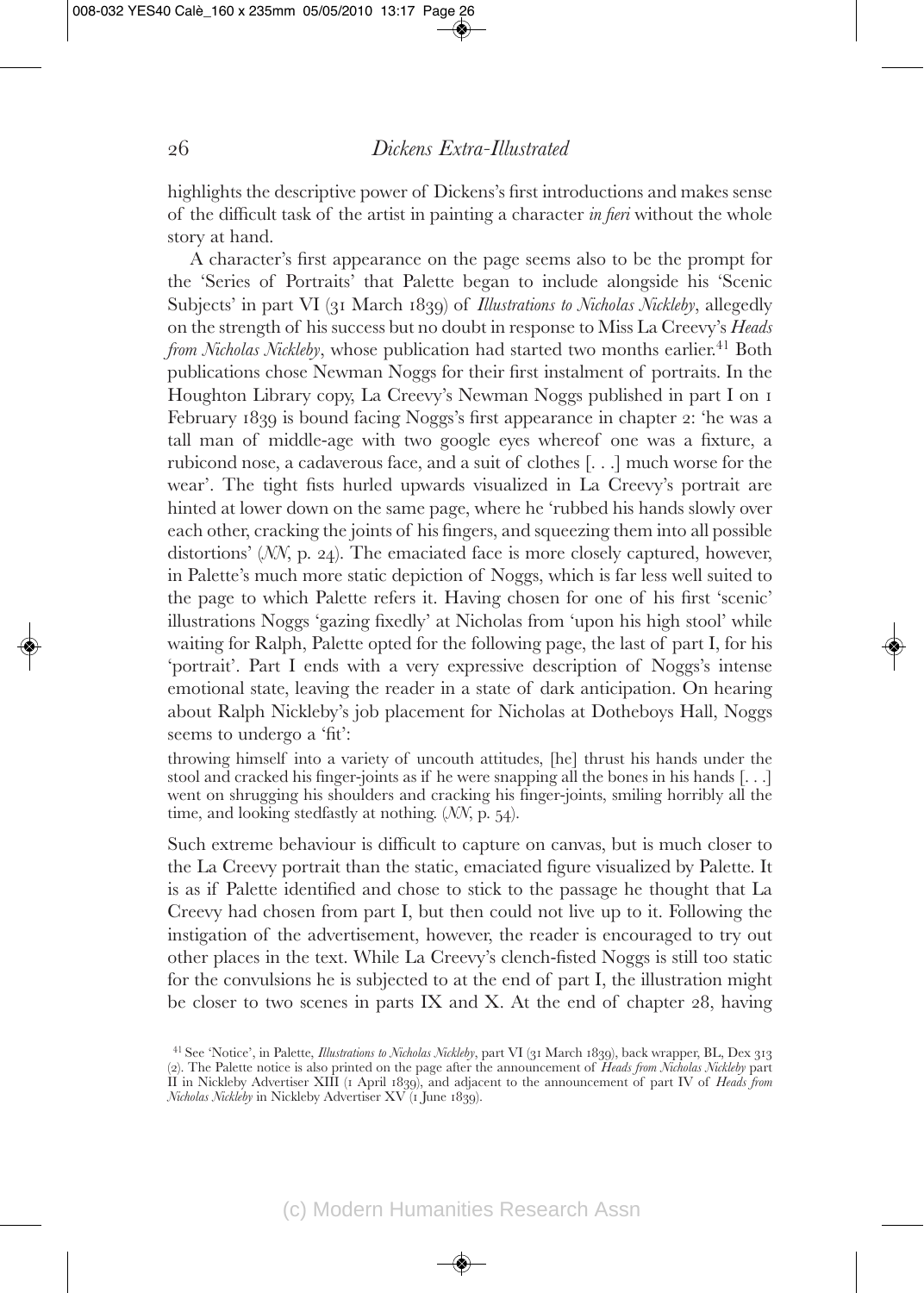highlights the descriptive power of Dickens's first introductions and makes sense of the difficult task of the artist in painting a character *in fieri* without the whole story at hand.

A character's first appearance on the page seems also to be the prompt for the 'Series of Portraits' that Palette began to include alongside his 'Scenic Subjects' in part VI (31 March 1839) of *Illustrations to Nicholas Nickleby*, allegedly on the strength of his success but no doubt in response to Miss La Creevy's *Heads from Nicholas Nickleby*, whose publication had started two months earlier.[41] Both publications chose Newman Noggs for their first instalment of portraits. In the Houghton Library copy, La Creevy's Newman Noggs published in part I on 1 February 1839 is bound facing Noggs's first appearance in chapter 2: 'he was a tall man of middle-age with two google eyes whereof one was a fixture, a rubicond nose, a cadaverous face, and a suit of clothes [. . .] much worse for the wear'. The tight fists hurled upwards visualized in La Creevy's portrait are hinted at lower down on the same page, where he 'rubbed his hands slowly over each other, cracking the joints of his fingers, and squeezing them into all possible distortions' (*NN*, p. 24). The emaciated face is more closely captured, however, in Palette's much more static depiction of Noggs, which is far less well suited to the page to which Palette refers it. Having chosen for one of his first 'scenic' illustrations Noggs 'gazing fixedly' at Nicholas from 'upon his high stool' while waiting for Ralph, Palette opted for the following page, the last of part I, for his 'portrait'. Part I ends with a very expressive description of Noggs's intense emotional state, leaving the reader in a state of dark anticipation. On hearing about Ralph Nickleby's job placement for Nicholas at Dotheboys Hall, Noggs seems to undergo a 'fit':

> throwing himself into a variety of uncouth attitudes, [he] thrust his hands under the stool and cracked his finger-joints as if he were snapping all the bones in his hands [. . .] went on shrugging his shoulders and cracking his finger-joints, smiling horribly all the time, and looking stedfastly at nothing. (*NN*, p. 54).

Such extreme behaviour is difficult to capture on canvas, but is much closer to the La Creevy portrait than the static, emaciated figure visualized by Palette. It is as if Palette identified and chose to stick to the passage he thought that La Creevy had chosen from part I, but then could not live up to it. Following the instigation of the advertisement, however, the reader is encouraged to try out other places in the text. While La Creevy's clench-fisted Noggs is still too static for the convulsions he is subjected to at the end of part I, the illustration might be closer to two scenes in parts IX and X. At the end of chapter 28, having

[41] See 'Notice', in Palette, *Illustrations to Nicholas Nickleby*, part VI (31 March 1839), back wrapper, BL, Dex 313 (2). The Palette notice is also printed on the page after the announcement of *Heads from Nicholas Nickleby* part II in Nickleby Advertiser XIII (1 April 1839), and adjacent to the announcement of part IV of *Heads from Nicholas Nickleby* in Nickleby Advertiser XV (1 June 1839).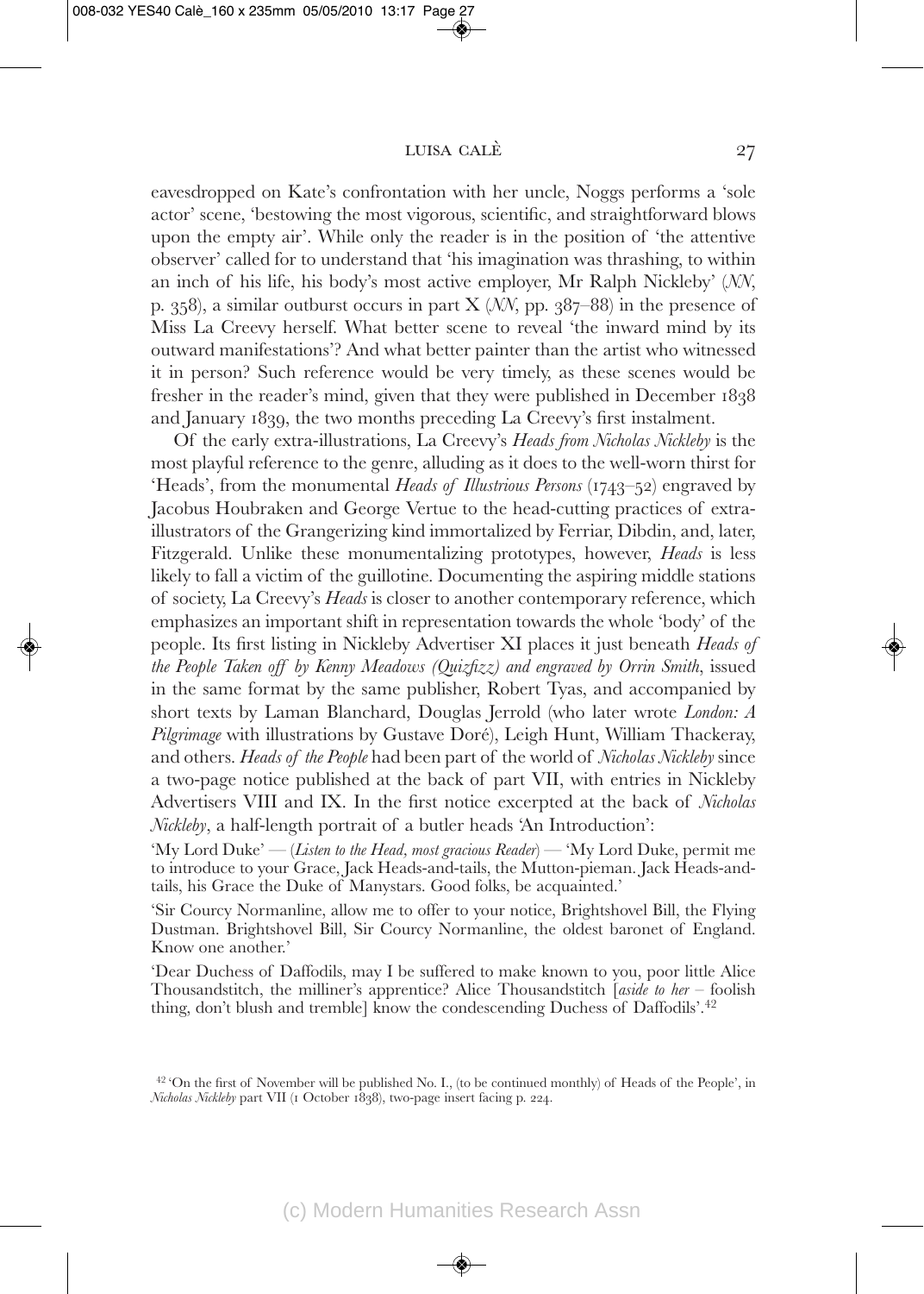eavesdropped on Kate's confrontation with her uncle, Noggs performs a 'sole actor' scene, 'bestowing the most vigorous, scientific, and straightforward blows upon the empty air'. While only the reader is in the position of 'the attentive observer' called for to understand that 'his imagination was thrashing, to within an inch of his life, his body's most active employer, Mr Ralph Nickleby' (*NN*, p. 358), a similar outburst occurs in part X (*NN*, pp. 387–88) in the presence of Miss La Creevy herself. What better scene to reveal 'the inward mind by its outward manifestations'? And what better painter than the artist who witnessed it in person? Such reference would be very timely, as these scenes would be fresher in the reader's mind, given that they were published in December 1838 and January 1839, the two months preceding La Creevy's first instalment.

Of the early extra-illustrations, La Creevy's *Heads from Nicholas Nickleby* is the most playful reference to the genre, alluding as it does to the well-worn thirst for 'Heads', from the monumental *Heads of Illustrious Persons* (1743–52) engraved by Jacobus Houbraken and George Vertue to the head-cutting practices of extra-illustrators of the Grangerizing kind immortalized by Ferriar, Dibdin, and, later, Fitzgerald. Unlike these monumentalizing prototypes, however, *Heads* is less likely to fall a victim of the guillotine. Documenting the aspiring middle stations of society, La Creevy's *Heads* is closer to another contemporary reference, which emphasizes an important shift in representation towards the whole 'body' of the people. Its first listing in Nickleby Advertiser XI places it just beneath *Heads of the People Taken off by Kenny Meadows (Quizfizz) and engraved by Orrin Smith*, issued in the same format by the same publisher, Robert Tyas, and accompanied by short texts by Laman Blanchard, Douglas Jerrold (who later wrote *London: A Pilgrimage* with illustrations by Gustave Doré), Leigh Hunt, William Thackeray, and others. *Heads of the People* had been part of the world of *Nicholas Nickleby* since a two-page notice published at the back of part VII, with entries in Nickleby Advertisers VIII and IX. In the first notice excerpted at the back of *Nicholas Nickleby*, a half-length portrait of a butler heads 'An Introduction':

> 'My Lord Duke' — (*Listen to the Head, most gracious Reader*) — 'My Lord Duke, permit me to introduce to your Grace, Jack Heads-and-tails, the Mutton-pieman. Jack Heads-and-tails, his Grace the Duke of Manystars. Good folks, be acquainted.'
>
> 'Sir Courcy Normanline, allow me to offer to your notice, Brightshovel Bill, the Flying Dustman. Brightshovel Bill, Sir Courcy Normanline, the oldest baronet of England. Know one another.'
>
> 'Dear Duchess of Daffodils, may I be suffered to make known to you, poor little Alice Thousandstitch, the milliner's apprentice? Alice Thousandstitch [*aside to her* – foolish thing, don't blush and tremble] know the condescending Duchess of Daffodils'.[42]

[42] 'On the first of November will be published No. I., (to be continued monthly) of Heads of the People', in *Nicholas Nickleby* part VII (1 October 1838), two-page insert facing p. 224.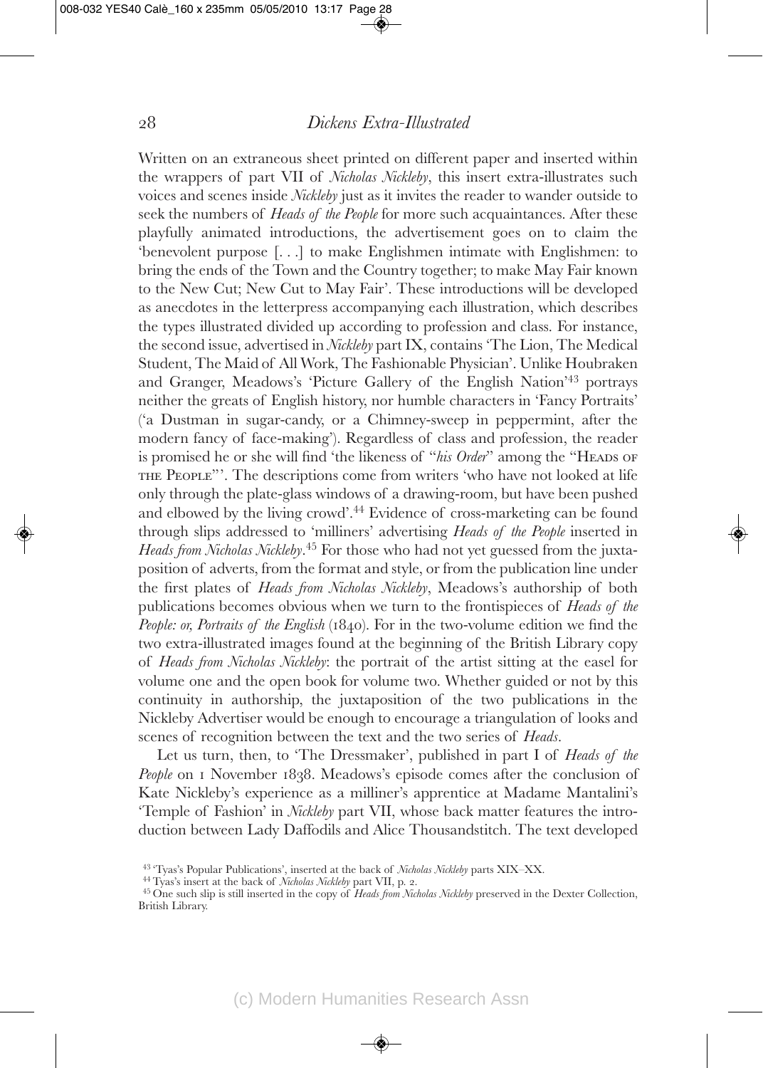Written on an extraneous sheet printed on different paper and inserted within the wrappers of part VII of *Nicholas Nickleby*, this insert extra-illustrates such voices and scenes inside *Nickleby* just as it invites the reader to wander outside to seek the numbers of *Heads of the People* for more such acquaintances. After these playfully animated introductions, the advertisement goes on to claim the 'benevolent purpose [. . .] to make Englishmen intimate with Englishmen: to bring the ends of the Town and the Country together; to make May Fair known to the New Cut; New Cut to May Fair'. These introductions will be developed as anecdotes in the letterpress accompanying each illustration, which describes the types illustrated divided up according to profession and class. For instance, the second issue, advertised in *Nickleby* part IX, contains 'The Lion, The Medical Student, The Maid of All Work, The Fashionable Physician'. Unlike Houbraken and Granger, Meadows's 'Picture Gallery of the English Nation'[43] portrays neither the greats of English history, nor humble characters in 'Fancy Portraits' ('a Dustman in sugar-candy, or a Chimney-sweep in peppermint, after the modern fancy of face-making'). Regardless of class and profession, the reader is promised he or she will find 'the likeness of "*his Order*" among the "HEADS OF THE PEOPLE"'. The descriptions come from writers 'who have not looked at life only through the plate-glass windows of a drawing-room, but have been pushed and elbowed by the living crowd'.[44] Evidence of cross-marketing can be found through slips addressed to 'milliners' advertising *Heads of the People* inserted in *Heads from Nicholas Nickleby*.[45] For those who had not yet guessed from the juxtaposition of adverts, from the format and style, or from the publication line under the first plates of *Heads from Nicholas Nickleby*, Meadows's authorship of both publications becomes obvious when we turn to the frontispieces of *Heads of the People: or, Portraits of the English* (1840). For in the two-volume edition we find the two extra-illustrated images found at the beginning of the British Library copy of *Heads from Nicholas Nickleby*: the portrait of the artist sitting at the easel for volume one and the open book for volume two. Whether guided or not by this continuity in authorship, the juxtaposition of the two publications in the Nickleby Advertiser would be enough to encourage a triangulation of looks and scenes of recognition between the text and the two series of *Heads*.

Let us turn, then, to 'The Dressmaker', published in part I of *Heads of the People* on 1 November 1838. Meadows's episode comes after the conclusion of Kate Nickleby's experience as a milliner's apprentice at Madame Mantalini's 'Temple of Fashion' in *Nickleby* part VII, whose back matter features the introduction between Lady Daffodils and Alice Thousandstitch. The text developed

[43] 'Tyas's Popular Publications', inserted at the back of *Nicholas Nickleby* parts XIX–XX.

[44] Tyas's insert at the back of *Nicholas Nickleby* part VII, p. 2.

[45] One such slip is still inserted in the copy of *Heads from Nicholas Nickleby* preserved in the Dexter Collection, British Library.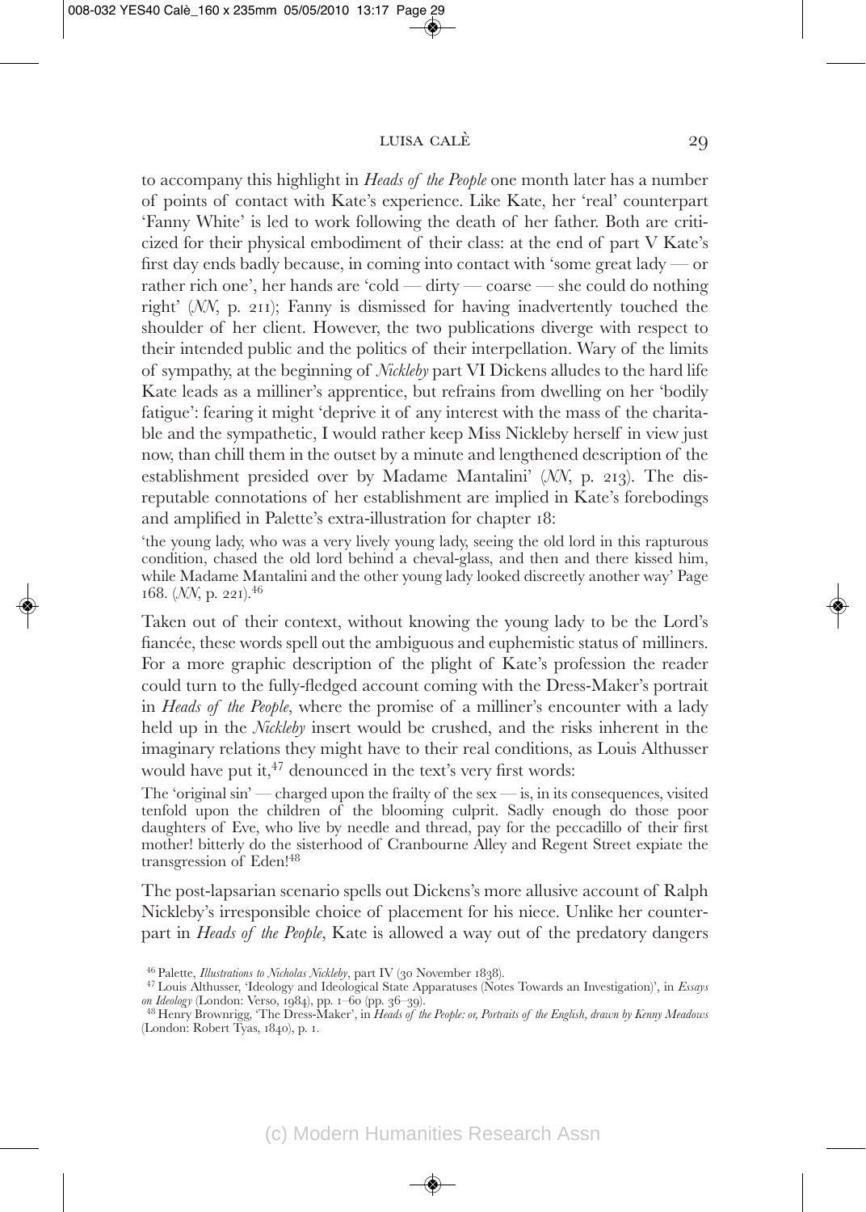to accompany this highlight in *Heads of the People* one month later has a number of points of contact with Kate's experience. Like Kate, her 'real' counterpart 'Fanny White' is led to work following the death of her father. Both are criticized for their physical embodiment of their class: at the end of part V Kate's first day ends badly because, in coming into contact with 'some great lady — or rather rich one', her hands are 'cold — dirty — coarse — she could do nothing right' (*NN*, p. 211); Fanny is dismissed for having inadvertently touched the shoulder of her client. However, the two publications diverge with respect to their intended public and the politics of their interpellation. Wary of the limits of sympathy, at the beginning of *Nickleby* part VI Dickens alludes to the hard life Kate leads as a milliner's apprentice, but refrains from dwelling on her 'bodily fatigue': fearing it might 'deprive it of any interest with the mass of the charitable and the sympathetic, I would rather keep Miss Nickleby herself in view just now, than chill them in the outset by a minute and lengthened description of the establishment presided over by Madame Mantalini' (*NN*, p. 213). The disreputable connotations of her establishment are implied in Kate's forebodings and amplified in Palette's extra-illustration for chapter 18:

> 'the young lady, who was a very lively young lady, seeing the old lord in this rapturous condition, chased the old lord behind a cheval-glass, and then and there kissed him, while Madame Mantalini and the other young lady looked discreetly another way' Page 168. (*NN*, p. 221).[46]

Taken out of their context, without knowing the young lady to be the Lord's fiancée, these words spell out the ambiguous and euphemistic status of milliners. For a more graphic description of the plight of Kate's profession the reader could turn to the fully-fledged account coming with the Dress-Maker's portrait in *Heads of the People*, where the promise of a milliner's encounter with a lady held up in the *Nickleby* insert would be crushed, and the risks inherent in the imaginary relations they might have to their real conditions, as Louis Althusser would have put it,[47] denounced in the text's very first words:

> The 'original sin' — charged upon the frailty of the sex — is, in its consequences, visited tenfold upon the children of the blooming culprit. Sadly enough do those poor daughters of Eve, who live by needle and thread, pay for the peccadillo of their first mother! bitterly do the sisterhood of Cranbourne Alley and Regent Street expiate the transgression of Eden![48]

The post-lapsarian scenario spells out Dickens's more allusive account of Ralph Nickleby's irresponsible choice of placement for his niece. Unlike her counterpart in *Heads of the People*, Kate is allowed a way out of the predatory dangers

[46] Palette, *Illustrations to Nicholas Nickleby*, part IV (30 November 1838).

[47] Louis Althusser, 'Ideology and Ideological State Apparatuses (Notes Towards an Investigation)', in *Essays on Ideology* (London: Verso, 1984), pp. 1–60 (pp. 36–39).

[48] Henry Brownrigg, 'The Dress-Maker', in *Heads of the People: or, Portraits of the English, drawn by Kenny Meadows* (London: Robert Tyas, 1840), p. 1.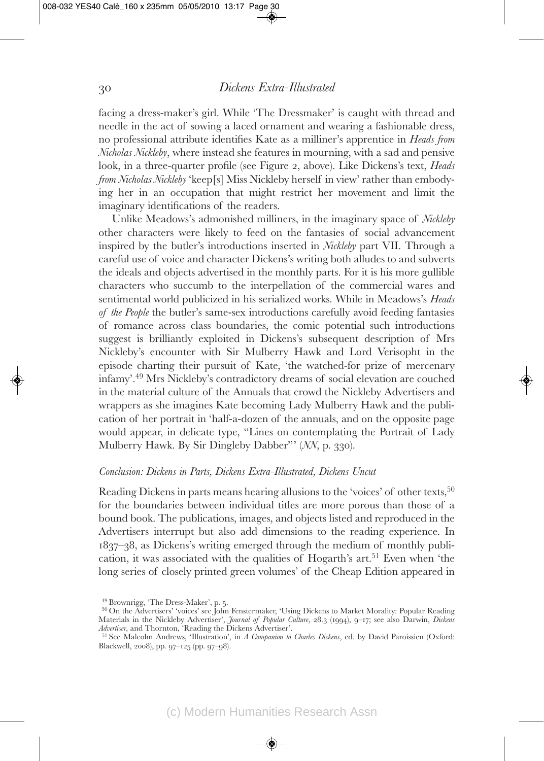facing a dress-maker's girl. While 'The Dressmaker' is caught with thread and needle in the act of sowing a laced ornament and wearing a fashionable dress, no professional attribute identifies Kate as a milliner's apprentice in *Heads from Nicholas Nickleby*, where instead she features in mourning, with a sad and pensive look, in a three-quarter profile (see Figure 2, above). Like Dickens's text, *Heads from Nicholas Nickleby* 'keep[s] Miss Nickleby herself in view' rather than embodying her in an occupation that might restrict her movement and limit the imaginary identifications of the readers.

Unlike Meadows's admonished milliners, in the imaginary space of *Nickleby* other characters were likely to feed on the fantasies of social advancement inspired by the butler's introductions inserted in *Nickleby* part VII. Through a careful use of voice and character Dickens's writing both alludes to and subverts the ideals and objects advertised in the monthly parts. For it is his more gullible characters who succumb to the interpellation of the commercial wares and sentimental world publicized in his serialized works. While in Meadows's *Heads of the People* the butler's same-sex introductions carefully avoid feeding fantasies of romance across class boundaries, the comic potential such introductions suggest is brilliantly exploited in Dickens's subsequent description of Mrs Nickleby's encounter with Sir Mulberry Hawk and Lord Verisopht in the episode charting their pursuit of Kate, 'the watched-for prize of mercenary infamy'.[49] Mrs Nickleby's contradictory dreams of social elevation are couched in the material culture of the Annuals that crowd the Nickleby Advertisers and wrappers as she imagines Kate becoming Lady Mulberry Hawk and the publication of her portrait in 'half-a-dozen of the annuals, and on the opposite page would appear, in delicate type, "Lines on contemplating the Portrait of Lady Mulberry Hawk. By Sir Dingleby Dabber"' (*NN*, p. 330).

### *Conclusion: Dickens in Parts, Dickens Extra-Illustrated, Dickens Uncut*

Reading Dickens in parts means hearing allusions to the 'voices' of other texts,[50] for the boundaries between individual titles are more porous than those of a bound book. The publications, images, and objects listed and reproduced in the Advertisers interrupt but also add dimensions to the reading experience. In 1837–38, as Dickens's writing emerged through the medium of monthly publication, it was associated with the qualities of Hogarth's art.[51] Even when 'the long series of closely printed green volumes' of the Cheap Edition appeared in

[49] Brownrigg, 'The Dress-Maker', p. 5.

[50] On the Advertisers' 'voices' see John Fenstermaker, 'Using Dickens to Market Morality: Popular Reading Materials in the Nickleby Advertiser', *Journal of Popular Culture*, 28.3 (1994), 9–17; see also Darwin, *Dickens Advertiser*, and Thornton, 'Reading the Dickens Advertiser'.

[51] See Malcolm Andrews, 'Illustration', in *A Companion to Charles Dickens*, ed. by David Paroissien (Oxford: Blackwell, 2008), pp. 97–125 (pp. 97–98).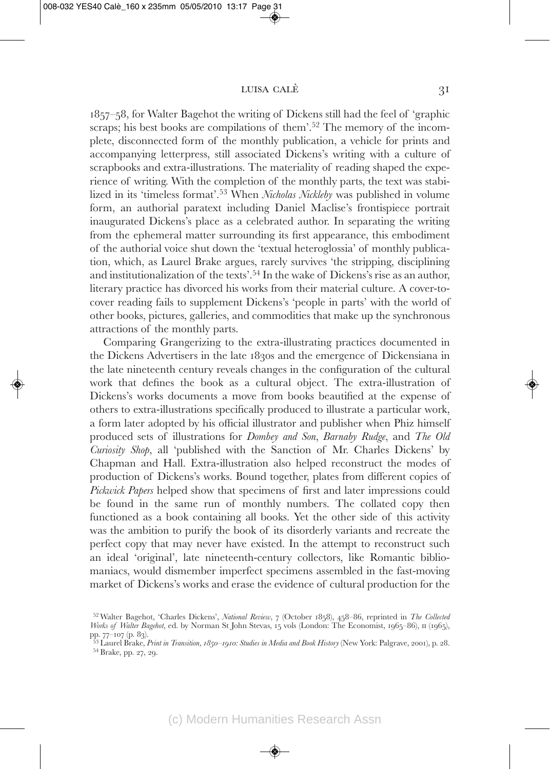1857–58, for Walter Bagehot the writing of Dickens still had the feel of 'graphic scraps; his best books are compilations of them'.[52] The memory of the incomplete, disconnected form of the monthly publication, a vehicle for prints and accompanying letterpress, still associated Dickens's writing with a culture of scrapbooks and extra-illustrations. The materiality of reading shaped the experience of writing. With the completion of the monthly parts, the text was stabilized in its 'timeless format'.[53] When *Nicholas Nickleby* was published in volume form, an authorial paratext including Daniel Maclise's frontispiece portrait inaugurated Dickens's place as a celebrated author. In separating the writing from the ephemeral matter surrounding its first appearance, this embodiment of the authorial voice shut down the 'textual heteroglossia' of monthly publication, which, as Laurel Brake argues, rarely survives 'the stripping, disciplining and institutionalization of the texts'.[54] In the wake of Dickens's rise as an author, literary practice has divorced his works from their material culture. A cover-to-cover reading fails to supplement Dickens's 'people in parts' with the world of other books, pictures, galleries, and commodities that make up the synchronous attractions of the monthly parts.

Comparing Grangerizing to the extra-illustrating practices documented in the Dickens Advertisers in the late 1830s and the emergence of Dickensiana in the late nineteenth century reveals changes in the configuration of the cultural work that defines the book as a cultural object. The extra-illustration of Dickens's works documents a move from books beautified at the expense of others to extra-illustrations specifically produced to illustrate a particular work, a form later adopted by his official illustrator and publisher when Phiz himself produced sets of illustrations for *Dombey and Son*, *Barnaby Rudge*, and *The Old Curiosity Shop*, all 'published with the Sanction of Mr. Charles Dickens' by Chapman and Hall. Extra-illustration also helped reconstruct the modes of production of Dickens's works. Bound together, plates from different copies of *Pickwick Papers* helped show that specimens of first and later impressions could be found in the same run of monthly numbers. The collated copy then functioned as a book containing all books. Yet the other side of this activity was the ambition to purify the book of its disorderly variants and recreate the perfect copy that may never have existed. In the attempt to reconstruct such an ideal 'original', late nineteenth-century collectors, like Romantic bibliomaniacs, would dismember imperfect specimens assembled in the fast-moving market of Dickens's works and erase the evidence of cultural production for the

---

[52] Walter Bagehot, 'Charles Dickens', *National Review*, 7 (October 1858), 458–86, reprinted in *The Collected Works of Walter Bagehot*, ed. by Norman St John Stevas, 15 vols (London: The Economist, 1965–86), II (1965), pp. 77–107 (p. 83).

[53] Laurel Brake, *Print in Transition, 1850–1910: Studies in Media and Book History* (New York: Palgrave, 2001), p. 28.

[54] Brake, pp. 27, 29.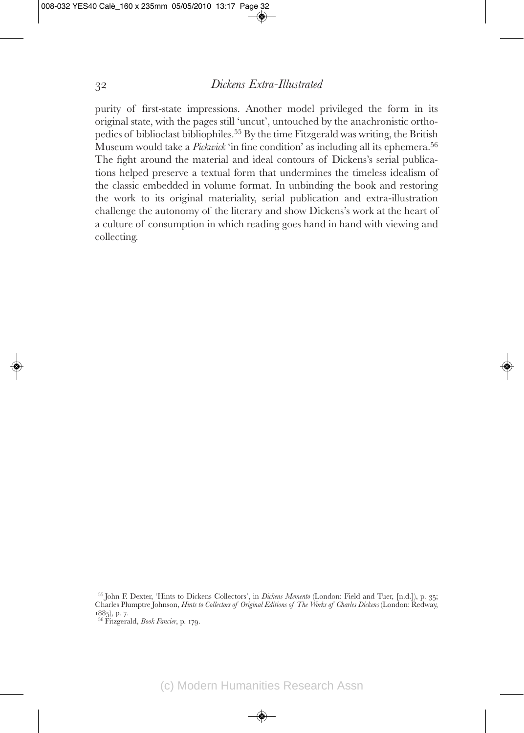purity of first-state impressions. Another model privileged the form in its original state, with the pages still 'uncut', untouched by the anachronistic orthopedics of biblioclast bibliophiles.[55] By the time Fitzgerald was writing, the British Museum would take a *Pickwick* 'in fine condition' as including all its ephemera.[56] The fight around the material and ideal contours of Dickens's serial publications helped preserve a textual form that undermines the timeless idealism of the classic embedded in volume format. In unbinding the book and restoring the work to its original materiality, serial publication and extra-illustration challenge the autonomy of the literary and show Dickens's work at the heart of a culture of consumption in which reading goes hand in hand with viewing and collecting.

[55] John F. Dexter, 'Hints to Dickens Collectors', in *Dickens Memento* (London: Field and Tuer, [n.d.]), p. 35; Charles Plumptre Johnson, *Hints to Collectors of Original Editions of The Works of Charles Dickens* (London: Redway, 1885), p. 7.

[56] Fitzgerald, *Book Fancier*, p. 179.